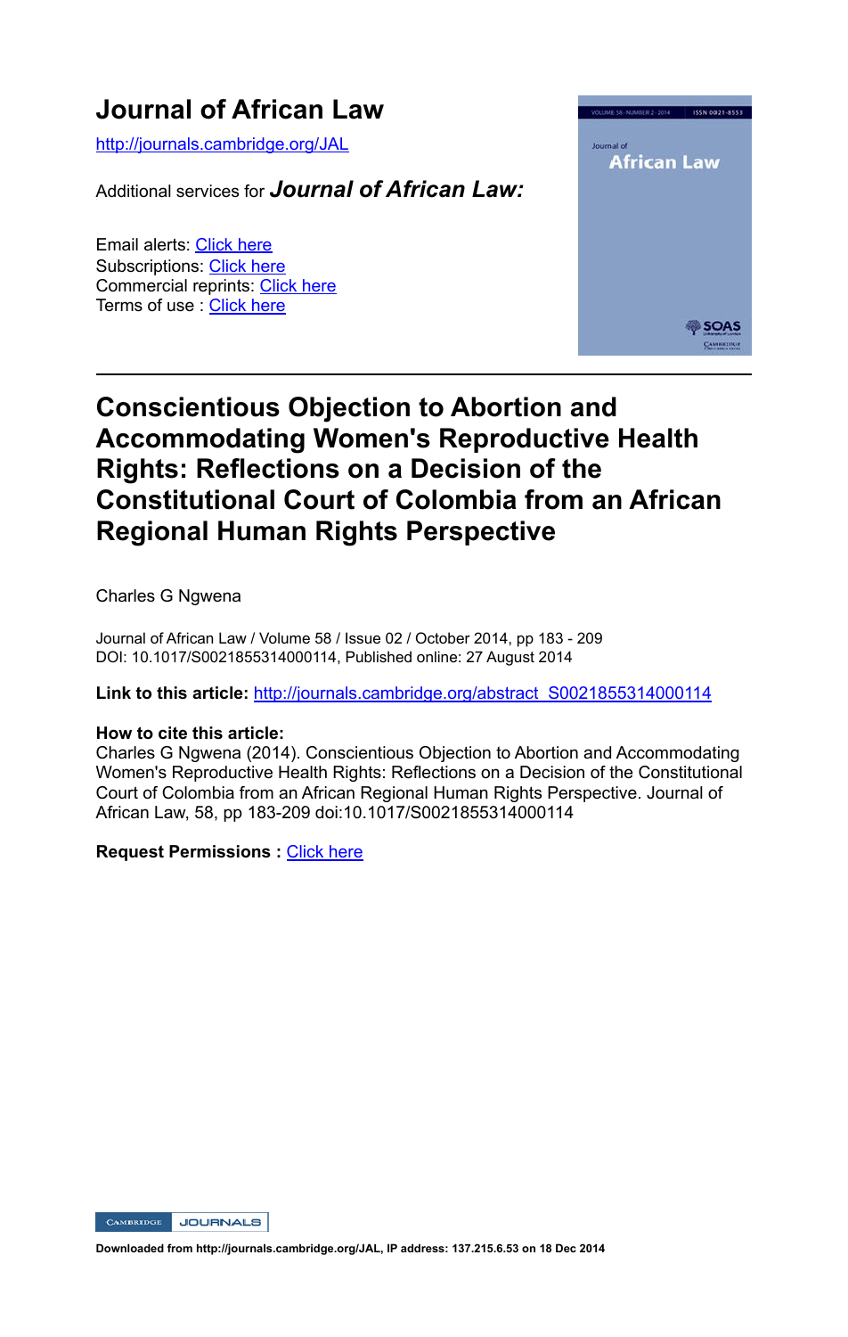# Journal of African Law

http://journals.cambridge.org/JAL

Additional services for ***Journal of African Law:***

Email alerts: Click here
Subscriptions: Click here
Commercial reprints: Click here
Terms of use : Click here

---

## Conscientious Objection to Abortion and Accommodating Women's Reproductive Health Rights: Reflections on a Decision of the Constitutional Court of Colombia from an African Regional Human Rights Perspective

Charles G Ngwena

Journal of African Law / Volume 58 / Issue 02 / October 2014, pp 183 - 209
DOI: 10.1017/S0021855314000114, Published online: 27 August 2014

**Link to this article:** http://journals.cambridge.org/abstract_S0021855314000114

**How to cite this article:**
Charles G Ngwena (2014). Conscientious Objection to Abortion and Accommodating Women's Reproductive Health Rights: Reflections on a Decision of the Constitutional Court of Colombia from an African Regional Human Rights Perspective. Journal of African Law, 58, pp 183-209 doi:10.1017/S0021855314000114

**Request Permissions :** Click here

Downloaded from http://journals.cambridge.org/JAL, IP address: 137.215.6.53 on 18 Dec 2014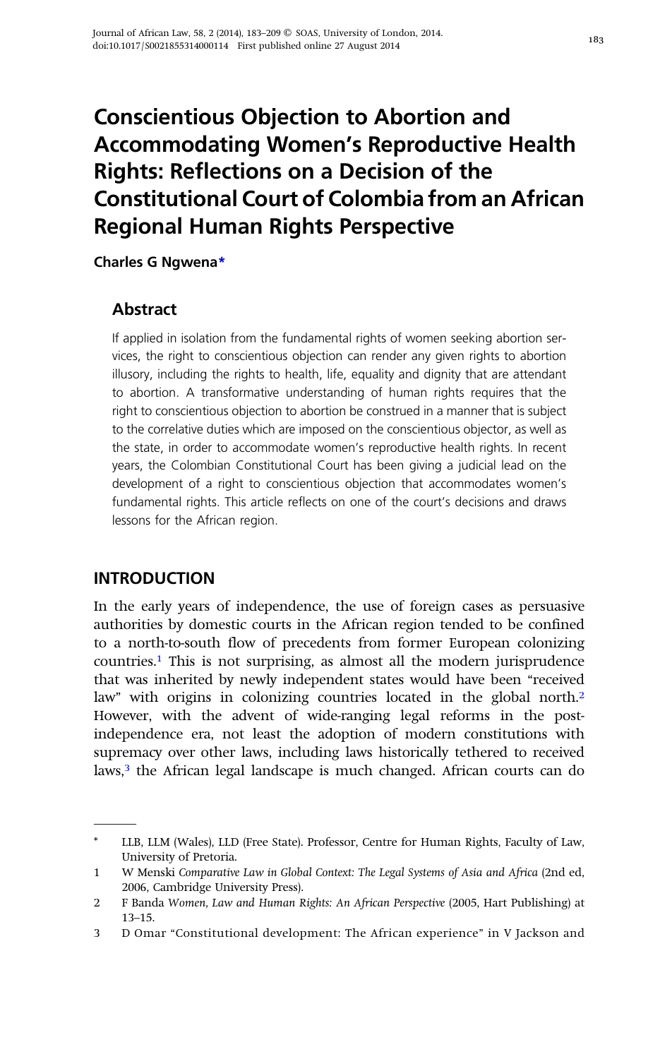# Conscientious Objection to Abortion and Accommodating Women's Reproductive Health Rights: Reflections on a Decision of the Constitutional Court of Colombia from an African Regional Human Rights Perspective

**Charles G Ngwena***

## Abstract

If applied in isolation from the fundamental rights of women seeking abortion services, the right to conscientious objection can render any given rights to abortion illusory, including the rights to health, life, equality and dignity that are attendant to abortion. A transformative understanding of human rights requires that the right to conscientious objection to abortion be construed in a manner that is subject to the correlative duties which are imposed on the conscientious objector, as well as the state, in order to accommodate women's reproductive health rights. In recent years, the Colombian Constitutional Court has been giving a judicial lead on the development of a right to conscientious objection that accommodates women's fundamental rights. This article reflects on one of the court's decisions and draws lessons for the African region.

## INTRODUCTION

In the early years of independence, the use of foreign cases as persuasive authorities by domestic courts in the African region tended to be confined to a north-to-south flow of precedents from former European colonizing countries.[1] This is not surprising, as almost all the modern jurisprudence that was inherited by newly independent states would have been "received law" with origins in colonizing countries located in the global north.[2] However, with the advent of wide-ranging legal reforms in the post-independence era, not least the adoption of modern constitutions with supremacy over other laws, including laws historically tethered to received laws,[3] the African legal landscape is much changed. African courts can do

---

\* LLB, LLM (Wales), LLD (Free State). Professor, Centre for Human Rights, Faculty of Law, University of Pretoria.

1 W Menski *Comparative Law in Global Context: The Legal Systems of Asia and Africa* (2nd ed, 2006, Cambridge University Press).

2 F Banda *Women, Law and Human Rights: An African Perspective* (2005, Hart Publishing) at 13–15.

3 D Omar "Constitutional development: The African experience" in V Jackson and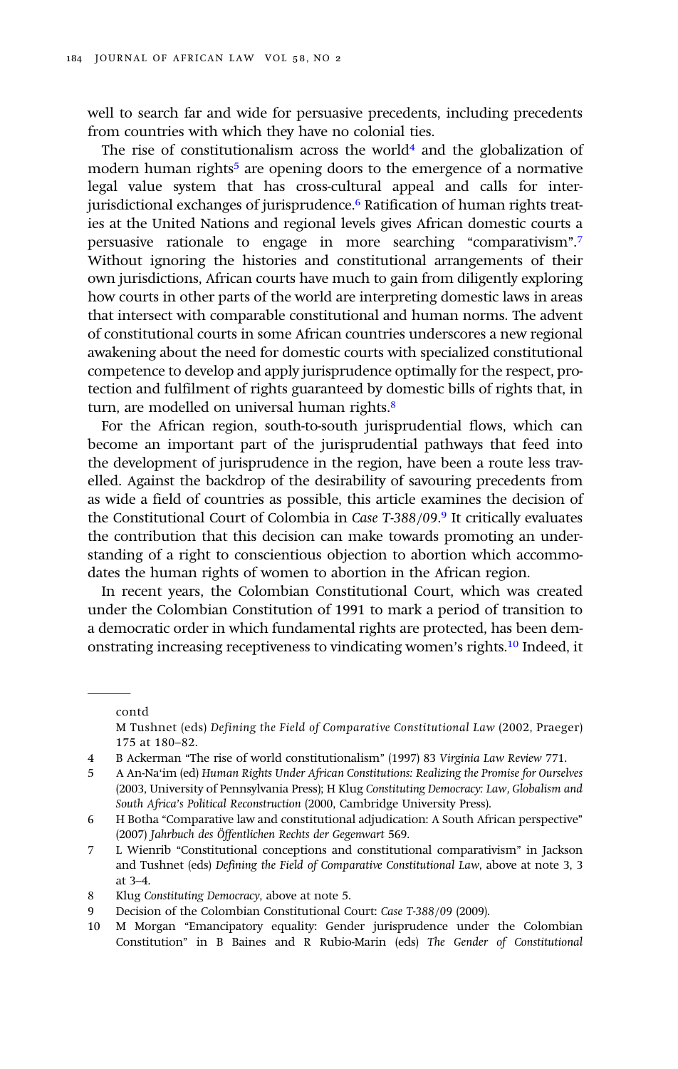well to search far and wide for persuasive precedents, including precedents from countries with which they have no colonial ties.

The rise of constitutionalism across the world[4] and the globalization of modern human rights[5] are opening doors to the emergence of a normative legal value system that has cross-cultural appeal and calls for inter-jurisdictional exchanges of jurisprudence.[6] Ratification of human rights treaties at the United Nations and regional levels gives African domestic courts a persuasive rationale to engage in more searching "comparativism".[7] Without ignoring the histories and constitutional arrangements of their own jurisdictions, African courts have much to gain from diligently exploring how courts in other parts of the world are interpreting domestic laws in areas that intersect with comparable constitutional and human norms. The advent of constitutional courts in some African countries underscores a new regional awakening about the need for domestic courts with specialized constitutional competence to develop and apply jurisprudence optimally for the respect, protection and fulfilment of rights guaranteed by domestic bills of rights that, in turn, are modelled on universal human rights.[8]

For the African region, south-to-south jurisprudential flows, which can become an important part of the jurisprudential pathways that feed into the development of jurisprudence in the region, have been a route less travelled. Against the backdrop of the desirability of savouring precedents from as wide a field of countries as possible, this article examines the decision of the Constitutional Court of Colombia in *Case T-388/09*.[9] It critically evaluates the contribution that this decision can make towards promoting an understanding of a right to conscientious objection to abortion which accommodates the human rights of women to abortion in the African region.

In recent years, the Colombian Constitutional Court, which was created under the Colombian Constitution of 1991 to mark a period of transition to a democratic order in which fundamental rights are protected, has been demonstrating increasing receptiveness to vindicating women's rights.[10] Indeed, it

---

contd
M Tushnet (eds) *Defining the Field of Comparative Constitutional Law* (2002, Praeger) 175 at 180–82.

4 B Ackerman "The rise of world constitutionalism" (1997) 83 *Virginia Law Review* 771.

5 A An-Na'im (ed) *Human Rights Under African Constitutions: Realizing the Promise for Ourselves* (2003, University of Pennsylvania Press); H Klug *Constituting Democracy: Law, Globalism and South Africa's Political Reconstruction* (2000, Cambridge University Press).

6 H Botha "Comparative law and constitutional adjudication: A South African perspective" (2007) *Jahrbuch des Öffentlichen Rechts der Gegenwart* 569.

7 L Wienrib "Constitutional conceptions and constitutional comparativism" in Jackson and Tushnet (eds) *Defining the Field of Comparative Constitutional Law*, above at note 3, 3 at 3–4.

8 Klug *Constituting Democracy*, above at note 5.

9 Decision of the Colombian Constitutional Court: *Case T-388/09* (2009).

10 M Morgan "Emancipatory equality: Gender jurisprudence under the Colombian Constitution" in B Baines and R Rubio-Marin (eds) *The Gender of Constitutional*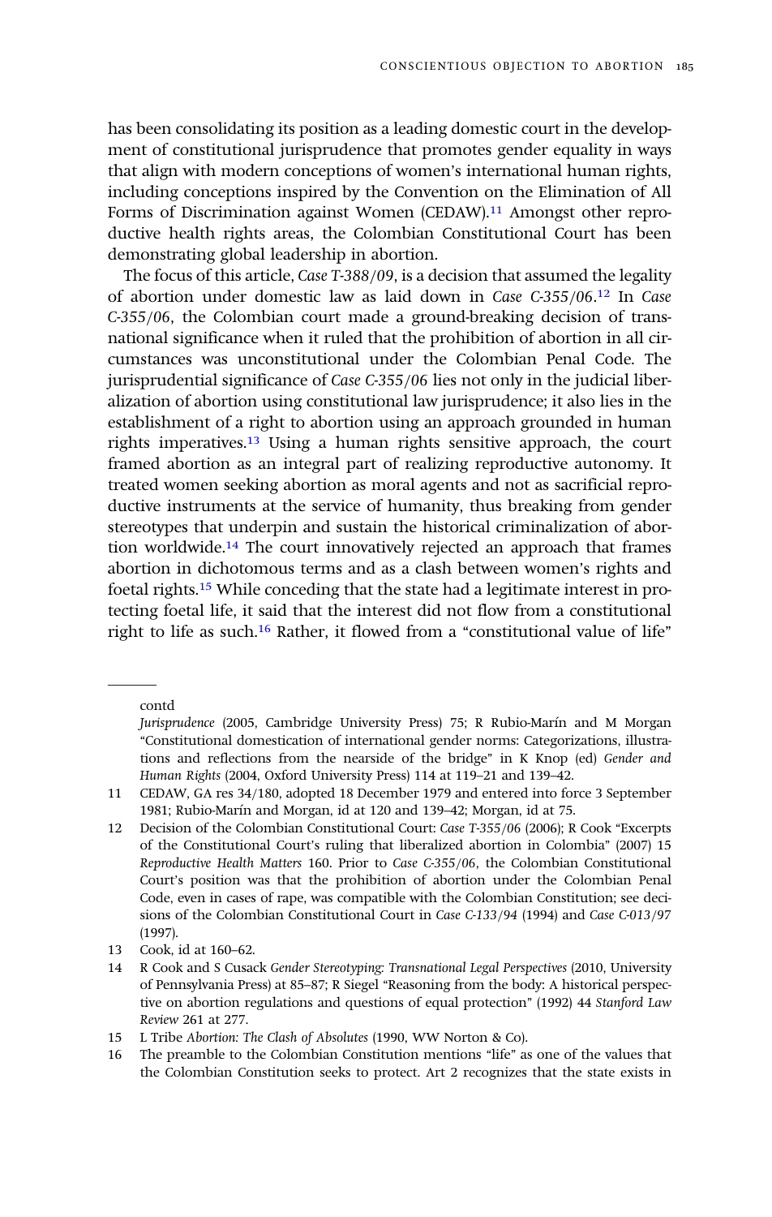has been consolidating its position as a leading domestic court in the development of constitutional jurisprudence that promotes gender equality in ways that align with modern conceptions of women's international human rights, including conceptions inspired by the Convention on the Elimination of All Forms of Discrimination against Women (CEDAW).[11] Amongst other reproductive health rights areas, the Colombian Constitutional Court has been demonstrating global leadership in abortion.

The focus of this article, *Case T-388/09*, is a decision that assumed the legality of abortion under domestic law as laid down in *Case C-355/06*.[12] In *Case C-355/06*, the Colombian court made a ground-breaking decision of transnational significance when it ruled that the prohibition of abortion in all circumstances was unconstitutional under the Colombian Penal Code. The jurisprudential significance of *Case C-355/06* lies not only in the judicial liberalization of abortion using constitutional law jurisprudence; it also lies in the establishment of a right to abortion using an approach grounded in human rights imperatives.[13] Using a human rights sensitive approach, the court framed abortion as an integral part of realizing reproductive autonomy. It treated women seeking abortion as moral agents and not as sacrificial reproductive instruments at the service of humanity, thus breaking from gender stereotypes that underpin and sustain the historical criminalization of abortion worldwide.[14] The court innovatively rejected an approach that frames abortion in dichotomous terms and as a clash between women's rights and foetal rights.[15] While conceding that the state had a legitimate interest in protecting foetal life, it said that the interest did not flow from a constitutional right to life as such.[16] Rather, it flowed from a "constitutional value of life"

---

contd

*Jurisprudence* (2005, Cambridge University Press) 75; R Rubio-Marín and M Morgan "Constitutional domestication of international gender norms: Categorizations, illustrations and reflections from the nearside of the bridge" in K Knop (ed) *Gender and Human Rights* (2004, Oxford University Press) 114 at 119–21 and 139–42.

11 CEDAW, GA res 34/180, adopted 18 December 1979 and entered into force 3 September 1981; Rubio-Marín and Morgan, id at 120 and 139–42; Morgan, id at 75.

12 Decision of the Colombian Constitutional Court: *Case T-355/06* (2006); R Cook "Excerpts of the Constitutional Court's ruling that liberalized abortion in Colombia" (2007) 15 *Reproductive Health Matters* 160. Prior to *Case C-355/06*, the Colombian Constitutional Court's position was that the prohibition of abortion under the Colombian Penal Code, even in cases of rape, was compatible with the Colombian Constitution; see decisions of the Colombian Constitutional Court in *Case C-133/94* (1994) and *Case C-013/97* (1997).

13 Cook, id at 160–62.

14 R Cook and S Cusack *Gender Stereotyping: Transnational Legal Perspectives* (2010, University of Pennsylvania Press) at 85–87; R Siegel "Reasoning from the body: A historical perspective on abortion regulations and questions of equal protection" (1992) 44 *Stanford Law Review* 261 at 277.

15 L Tribe *Abortion: The Clash of Absolutes* (1990, WW Norton & Co).

16 The preamble to the Colombian Constitution mentions "life" as one of the values that the Colombian Constitution seeks to protect. Art 2 recognizes that the state exists in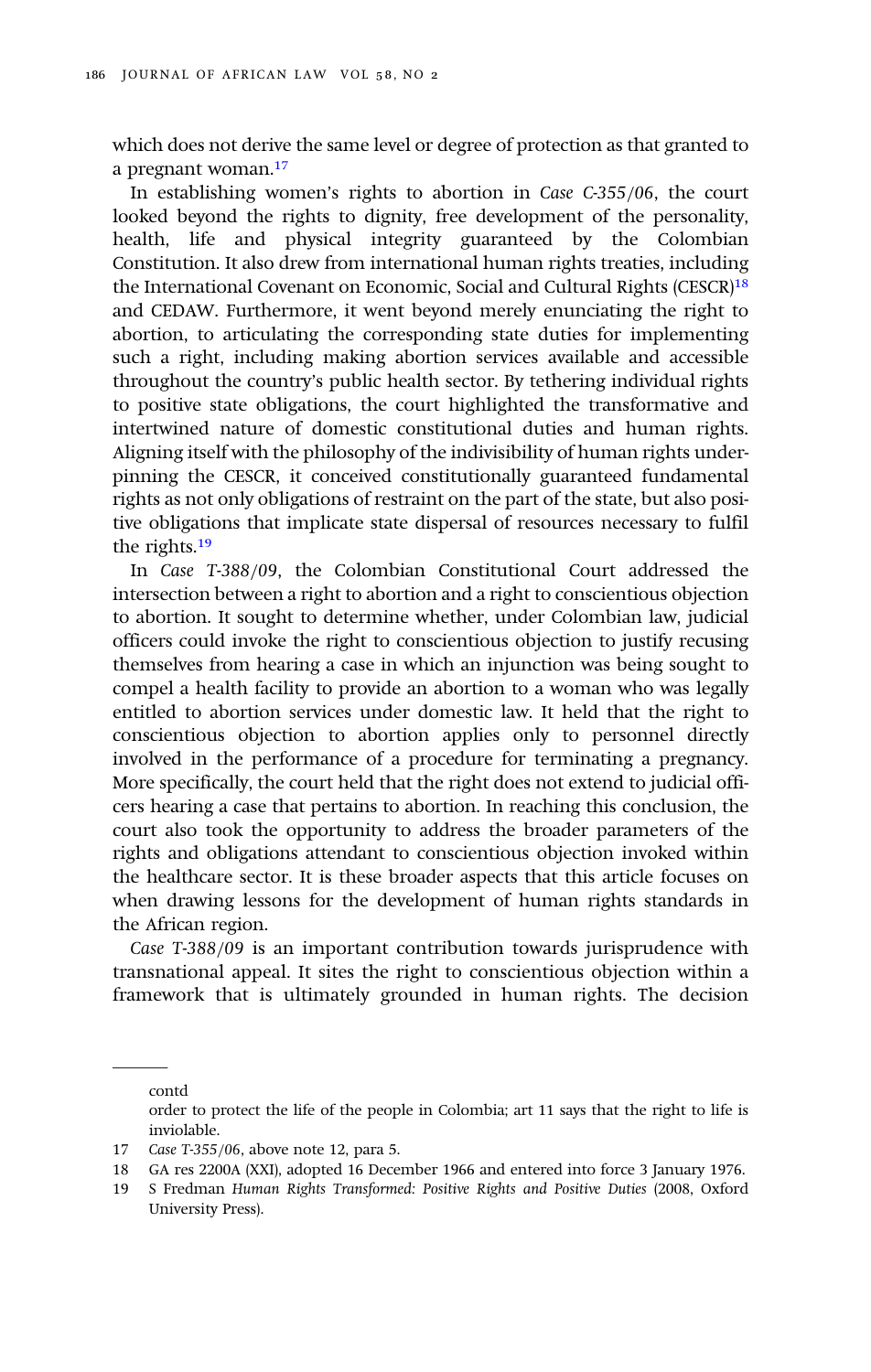which does not derive the same level or degree of protection as that granted to a pregnant woman.[17]

In establishing women's rights to abortion in *Case C-355/06*, the court looked beyond the rights to dignity, free development of the personality, health, life and physical integrity guaranteed by the Colombian Constitution. It also drew from international human rights treaties, including the International Covenant on Economic, Social and Cultural Rights (CESCR)[18] and CEDAW. Furthermore, it went beyond merely enunciating the right to abortion, to articulating the corresponding state duties for implementing such a right, including making abortion services available and accessible throughout the country's public health sector. By tethering individual rights to positive state obligations, the court highlighted the transformative and intertwined nature of domestic constitutional duties and human rights. Aligning itself with the philosophy of the indivisibility of human rights underpinning the CESCR, it conceived constitutionally guaranteed fundamental rights as not only obligations of restraint on the part of the state, but also positive obligations that implicate state dispersal of resources necessary to fulfil the rights.[19]

In *Case T-388/09*, the Colombian Constitutional Court addressed the intersection between a right to abortion and a right to conscientious objection to abortion. It sought to determine whether, under Colombian law, judicial officers could invoke the right to conscientious objection to justify recusing themselves from hearing a case in which an injunction was being sought to compel a health facility to provide an abortion to a woman who was legally entitled to abortion services under domestic law. It held that the right to conscientious objection to abortion applies only to personnel directly involved in the performance of a procedure for terminating a pregnancy. More specifically, the court held that the right does not extend to judicial officers hearing a case that pertains to abortion. In reaching this conclusion, the court also took the opportunity to address the broader parameters of the rights and obligations attendant to conscientious objection invoked within the healthcare sector. It is these broader aspects that this article focuses on when drawing lessons for the development of human rights standards in the African region.

*Case T-388/09* is an important contribution towards jurisprudence with transnational appeal. It sites the right to conscientious objection within a framework that is ultimately grounded in human rights. The decision

---

contd

order to protect the life of the people in Colombia; art 11 says that the right to life is inviolable.

17 *Case T-355/06*, above note 12, para 5.

18 GA res 2200A (XXI), adopted 16 December 1966 and entered into force 3 January 1976.

19 S Fredman *Human Rights Transformed: Positive Rights and Positive Duties* (2008, Oxford University Press).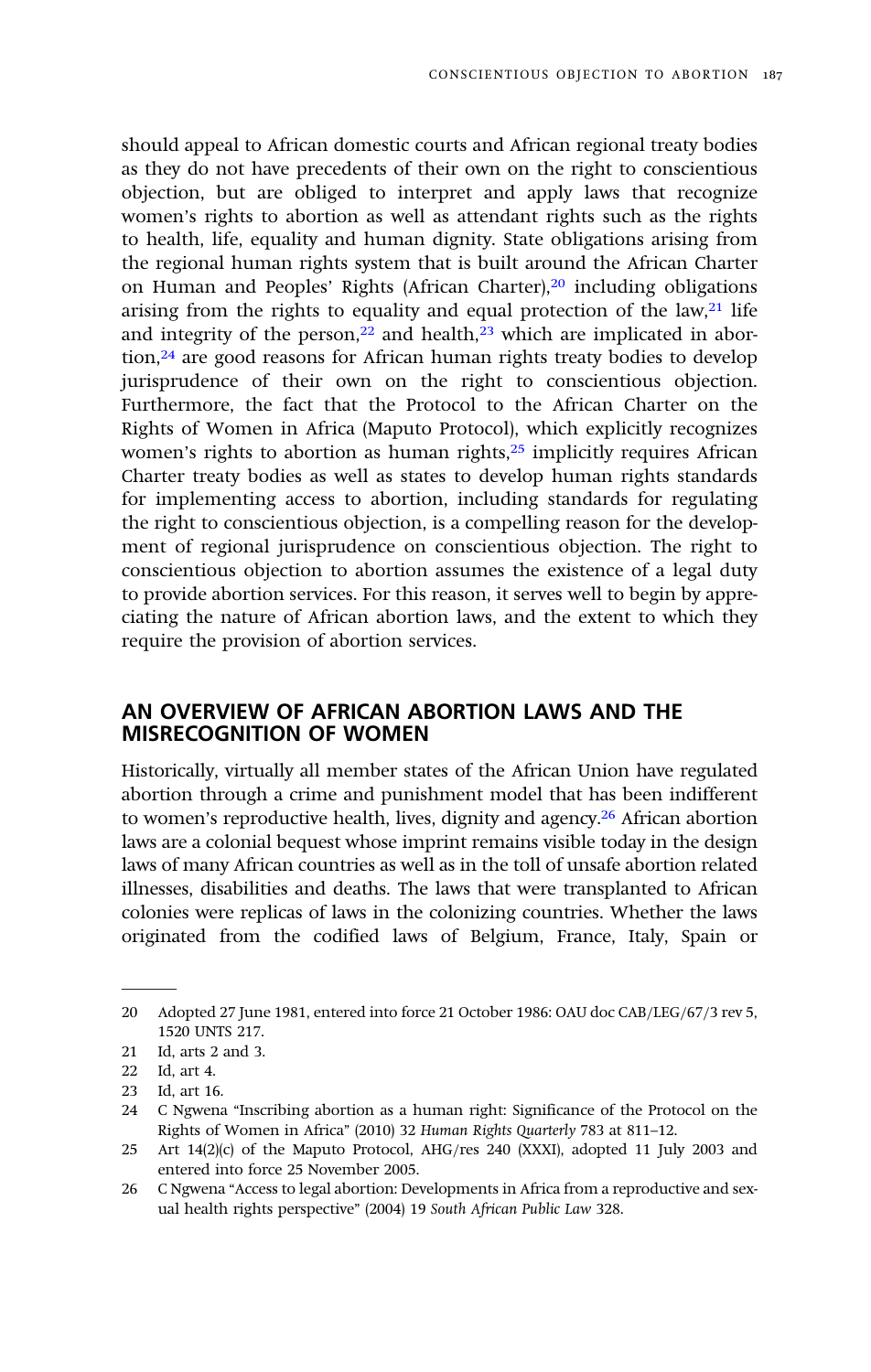should appeal to African domestic courts and African regional treaty bodies as they do not have precedents of their own on the right to conscientious objection, but are obliged to interpret and apply laws that recognize women's rights to abortion as well as attendant rights such as the rights to health, life, equality and human dignity. State obligations arising from the regional human rights system that is built around the African Charter on Human and Peoples' Rights (African Charter),[20] including obligations arising from the rights to equality and equal protection of the law,[21] life and integrity of the person,[22] and health,[23] which are implicated in abortion,[24] are good reasons for African human rights treaty bodies to develop jurisprudence of their own on the right to conscientious objection. Furthermore, the fact that the Protocol to the African Charter on the Rights of Women in Africa (Maputo Protocol), which explicitly recognizes women's rights to abortion as human rights,[25] implicitly requires African Charter treaty bodies as well as states to develop human rights standards for implementing access to abortion, including standards for regulating the right to conscientious objection, is a compelling reason for the development of regional jurisprudence on conscientious objection. The right to conscientious objection to abortion assumes the existence of a legal duty to provide abortion services. For this reason, it serves well to begin by appreciating the nature of African abortion laws, and the extent to which they require the provision of abortion services.

## AN OVERVIEW OF AFRICAN ABORTION LAWS AND THE MISRECOGNITION OF WOMEN

Historically, virtually all member states of the African Union have regulated abortion through a crime and punishment model that has been indifferent to women's reproductive health, lives, dignity and agency.[26] African abortion laws are a colonial bequest whose imprint remains visible today in the design laws of many African countries as well as in the toll of unsafe abortion related illnesses, disabilities and deaths. The laws that were transplanted to African colonies were replicas of laws in the colonizing countries. Whether the laws originated from the codified laws of Belgium, France, Italy, Spain or

---

20 Adopted 27 June 1981, entered into force 21 October 1986: OAU doc CAB/LEG/67/3 rev 5, 1520 UNTS 217.

21 Id, arts 2 and 3.

22 Id, art 4.

23 Id, art 16.

24 C Ngwena "Inscribing abortion as a human right: Significance of the Protocol on the Rights of Women in Africa" (2010) 32 *Human Rights Quarterly* 783 at 811–12.

25 Art 14(2)(c) of the Maputo Protocol, AHG/res 240 (XXXI), adopted 11 July 2003 and entered into force 25 November 2005.

26 C Ngwena "Access to legal abortion: Developments in Africa from a reproductive and sexual health rights perspective" (2004) 19 *South African Public Law* 328.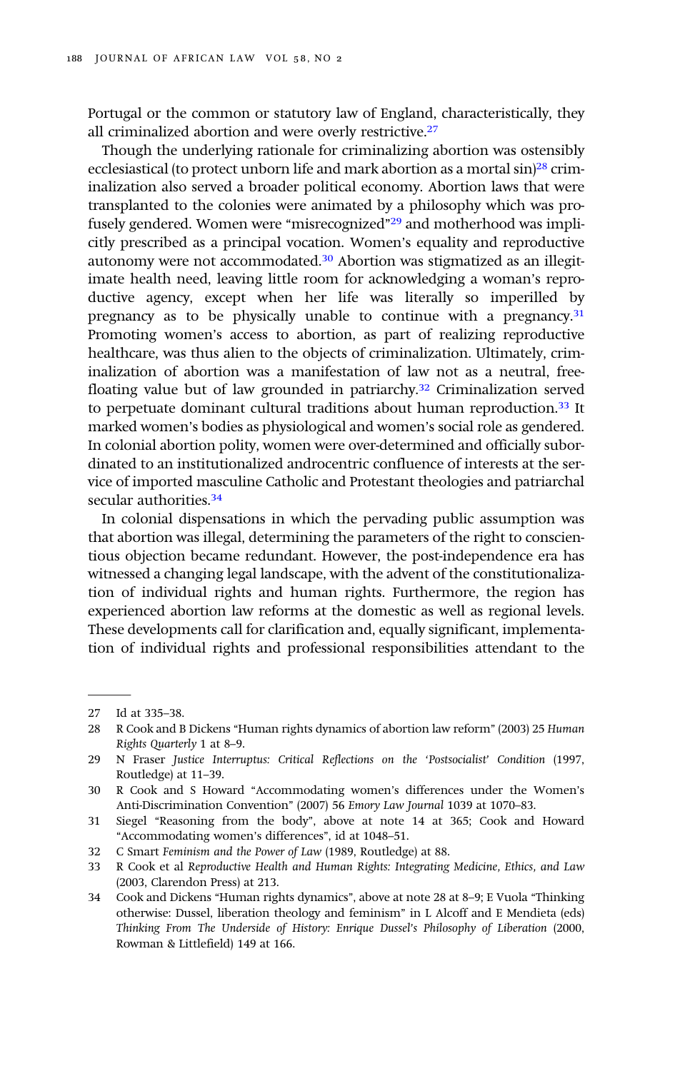Portugal or the common or statutory law of England, characteristically, they all criminalized abortion and were overly restrictive.[27]

Though the underlying rationale for criminalizing abortion was ostensibly ecclesiastical (to protect unborn life and mark abortion as a mortal sin)[28] criminalization also served a broader political economy. Abortion laws that were transplanted to the colonies were animated by a philosophy which was profusely gendered. Women were "misrecognized"[29] and motherhood was implicitly prescribed as a principal vocation. Women's equality and reproductive autonomy were not accommodated.[30] Abortion was stigmatized as an illegitimate health need, leaving little room for acknowledging a woman's reproductive agency, except when her life was literally so imperilled by pregnancy as to be physically unable to continue with a pregnancy.[31] Promoting women's access to abortion, as part of realizing reproductive healthcare, was thus alien to the objects of criminalization. Ultimately, criminalization of abortion was a manifestation of law not as a neutral, free-floating value but of law grounded in patriarchy.[32] Criminalization served to perpetuate dominant cultural traditions about human reproduction.[33] It marked women's bodies as physiological and women's social role as gendered. In colonial abortion polity, women were over-determined and officially subordinated to an institutionalized androcentric confluence of interests at the service of imported masculine Catholic and Protestant theologies and patriarchal secular authorities.[34]

In colonial dispensations in which the pervading public assumption was that abortion was illegal, determining the parameters of the right to conscientious objection became redundant. However, the post-independence era has witnessed a changing legal landscape, with the advent of the constitutionalization of individual rights and human rights. Furthermore, the region has experienced abortion law reforms at the domestic as well as regional levels. These developments call for clarification and, equally significant, implementation of individual rights and professional responsibilities attendant to the

---

27 Id at 335–38.

28 R Cook and B Dickens "Human rights dynamics of abortion law reform" (2003) 25 *Human Rights Quarterly* 1 at 8–9.

29 N Fraser *Justice Interruptus: Critical Reflections on the 'Postsocialist' Condition* (1997, Routledge) at 11–39.

30 R Cook and S Howard "Accommodating women's differences under the Women's Anti-Discrimination Convention" (2007) 56 *Emory Law Journal* 1039 at 1070–83.

31 Siegel "Reasoning from the body", above at note 14 at 365; Cook and Howard "Accommodating women's differences", id at 1048–51.

32 C Smart *Feminism and the Power of Law* (1989, Routledge) at 88.

33 R Cook et al *Reproductive Health and Human Rights: Integrating Medicine, Ethics, and Law* (2003, Clarendon Press) at 213.

34 Cook and Dickens "Human rights dynamics", above at note 28 at 8–9; E Vuola "Thinking otherwise: Dussel, liberation theology and feminism" in L Alcoff and E Mendieta (eds) *Thinking From The Underside of History: Enrique Dussel's Philosophy of Liberation* (2000, Rowman & Littlefield) 149 at 166.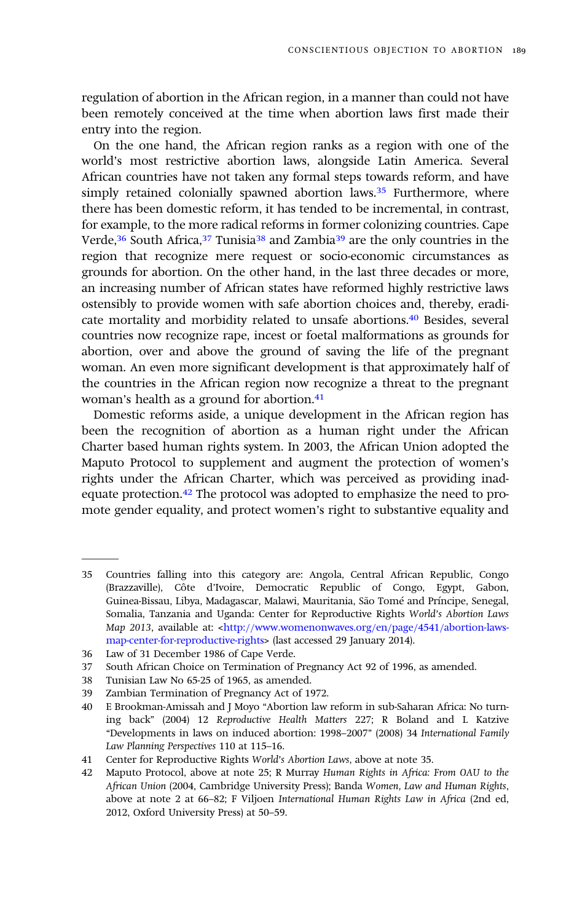regulation of abortion in the African region, in a manner than could not have been remotely conceived at the time when abortion laws first made their entry into the region.

On the one hand, the African region ranks as a region with one of the world's most restrictive abortion laws, alongside Latin America. Several African countries have not taken any formal steps towards reform, and have simply retained colonially spawned abortion laws.[35] Furthermore, where there has been domestic reform, it has tended to be incremental, in contrast, for example, to the more radical reforms in former colonizing countries. Cape Verde,[36] South Africa,[37] Tunisia[38] and Zambia[39] are the only countries in the region that recognize mere request or socio-economic circumstances as grounds for abortion. On the other hand, in the last three decades or more, an increasing number of African states have reformed highly restrictive laws ostensibly to provide women with safe abortion choices and, thereby, eradicate mortality and morbidity related to unsafe abortions.[40] Besides, several countries now recognize rape, incest or foetal malformations as grounds for abortion, over and above the ground of saving the life of the pregnant woman. An even more significant development is that approximately half of the countries in the African region now recognize a threat to the pregnant woman's health as a ground for abortion.[41]

Domestic reforms aside, a unique development in the African region has been the recognition of abortion as a human right under the African Charter based human rights system. In 2003, the African Union adopted the Maputo Protocol to supplement and augment the protection of women's rights under the African Charter, which was perceived as providing inadequate protection.[42] The protocol was adopted to emphasize the need to promote gender equality, and protect women's right to substantive equality and

---

35 Countries falling into this category are: Angola, Central African Republic, Congo (Brazzaville), Côte d'Ivoire, Democratic Republic of Congo, Egypt, Gabon, Guinea-Bissau, Libya, Madagascar, Malawi, Mauritania, São Tomé and Príncipe, Senegal, Somalia, Tanzania and Uganda: Center for Reproductive Rights *World's Abortion Laws Map 2013*, available at: <http://www.womenonwaves.org/en/page/4541/abortion-laws-map-center-for-reproductive-rights> (last accessed 29 January 2014).

36 Law of 31 December 1986 of Cape Verde.

37 South African Choice on Termination of Pregnancy Act 92 of 1996, as amended.

38 Tunisian Law No 65-25 of 1965, as amended.

39 Zambian Termination of Pregnancy Act of 1972.

40 E Brookman-Amissah and J Moyo "Abortion law reform in sub-Saharan Africa: No turning back" (2004) 12 *Reproductive Health Matters* 227; R Boland and L Katzive "Developments in laws on induced abortion: 1998–2007" (2008) 34 *International Family Law Planning Perspectives* 110 at 115–16.

41 Center for Reproductive Rights *World's Abortion Laws*, above at note 35.

42 Maputo Protocol, above at note 25; R Murray *Human Rights in Africa: From OAU to the African Union* (2004, Cambridge University Press); Banda *Women, Law and Human Rights*, above at note 2 at 66–82; F Viljoen *International Human Rights Law in Africa* (2nd ed, 2012, Oxford University Press) at 50–59.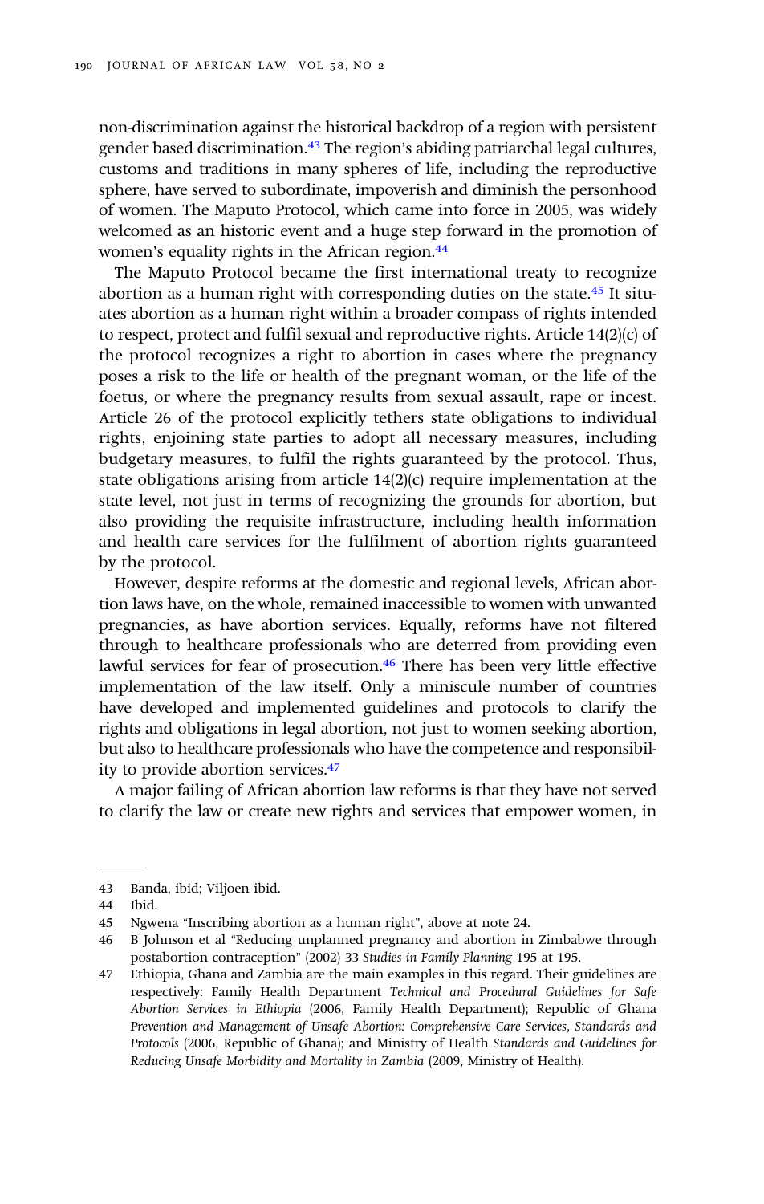non-discrimination against the historical backdrop of a region with persistent gender based discrimination.[43] The region's abiding patriarchal legal cultures, customs and traditions in many spheres of life, including the reproductive sphere, have served to subordinate, impoverish and diminish the personhood of women. The Maputo Protocol, which came into force in 2005, was widely welcomed as an historic event and a huge step forward in the promotion of women's equality rights in the African region.[44]

The Maputo Protocol became the first international treaty to recognize abortion as a human right with corresponding duties on the state.[45] It situates abortion as a human right within a broader compass of rights intended to respect, protect and fulfil sexual and reproductive rights. Article 14(2)(c) of the protocol recognizes a right to abortion in cases where the pregnancy poses a risk to the life or health of the pregnant woman, or the life of the foetus, or where the pregnancy results from sexual assault, rape or incest. Article 26 of the protocol explicitly tethers state obligations to individual rights, enjoining state parties to adopt all necessary measures, including budgetary measures, to fulfil the rights guaranteed by the protocol. Thus, state obligations arising from article 14(2)(c) require implementation at the state level, not just in terms of recognizing the grounds for abortion, but also providing the requisite infrastructure, including health information and health care services for the fulfilment of abortion rights guaranteed by the protocol.

However, despite reforms at the domestic and regional levels, African abortion laws have, on the whole, remained inaccessible to women with unwanted pregnancies, as have abortion services. Equally, reforms have not filtered through to healthcare professionals who are deterred from providing even lawful services for fear of prosecution.[46] There has been very little effective implementation of the law itself. Only a miniscule number of countries have developed and implemented guidelines and protocols to clarify the rights and obligations in legal abortion, not just to women seeking abortion, but also to healthcare professionals who have the competence and responsibility to provide abortion services.[47]

A major failing of African abortion law reforms is that they have not served to clarify the law or create new rights and services that empower women, in

---

43 Banda, ibid; Viljoen ibid.

44 Ibid.

45 Ngwena "Inscribing abortion as a human right", above at note 24.

46 B Johnson et al "Reducing unplanned pregnancy and abortion in Zimbabwe through postabortion contraception" (2002) 33 *Studies in Family Planning* 195 at 195.

47 Ethiopia, Ghana and Zambia are the main examples in this regard. Their guidelines are respectively: Family Health Department *Technical and Procedural Guidelines for Safe Abortion Services in Ethiopia* (2006, Family Health Department); Republic of Ghana *Prevention and Management of Unsafe Abortion: Comprehensive Care Services, Standards and Protocols* (2006, Republic of Ghana); and Ministry of Health *Standards and Guidelines for Reducing Unsafe Morbidity and Mortality in Zambia* (2009, Ministry of Health).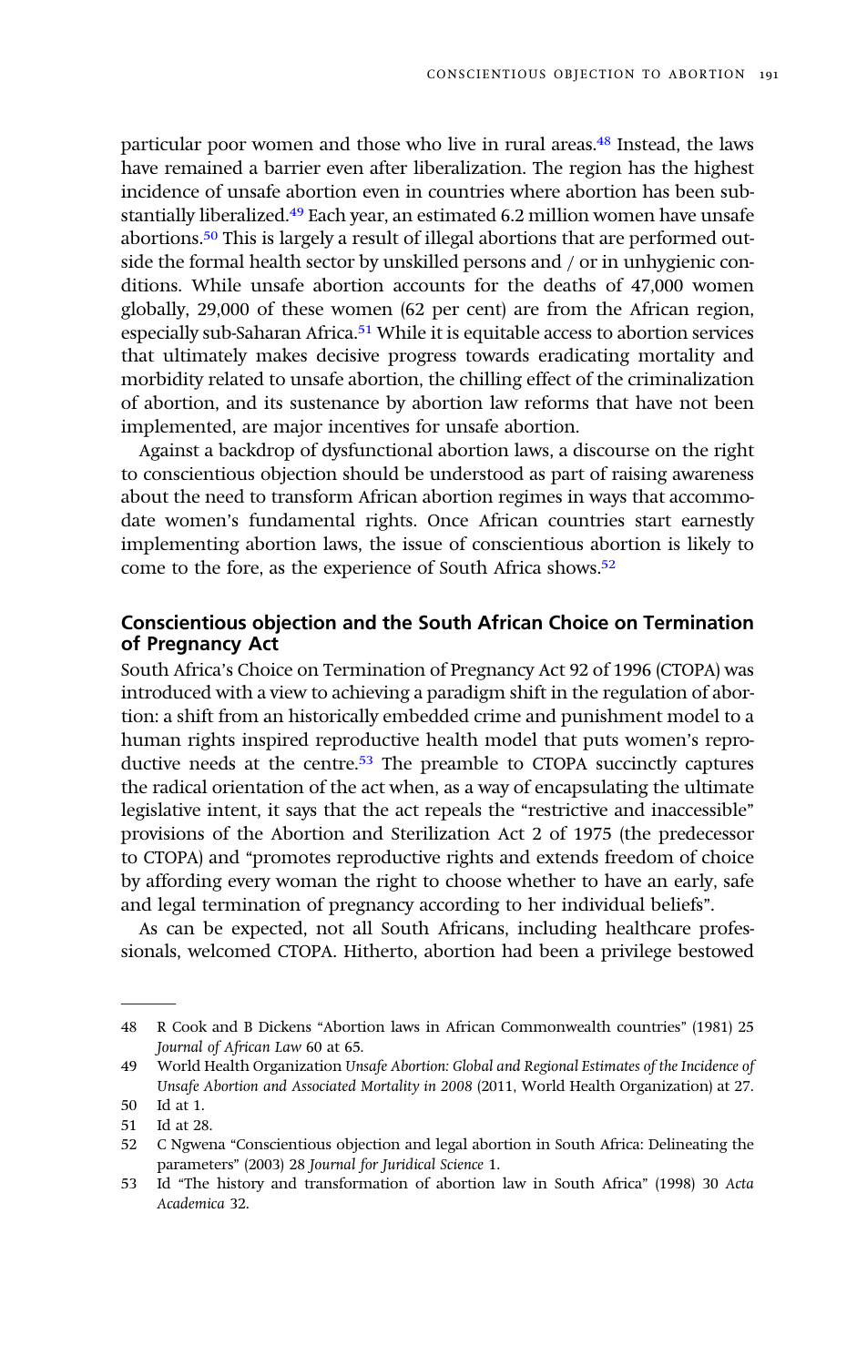particular poor women and those who live in rural areas.[48] Instead, the laws have remained a barrier even after liberalization. The region has the highest incidence of unsafe abortion even in countries where abortion has been substantially liberalized.[49] Each year, an estimated 6.2 million women have unsafe abortions.[50] This is largely a result of illegal abortions that are performed outside the formal health sector by unskilled persons and / or in unhygienic conditions. While unsafe abortion accounts for the deaths of 47,000 women globally, 29,000 of these women (62 per cent) are from the African region, especially sub-Saharan Africa.[51] While it is equitable access to abortion services that ultimately makes decisive progress towards eradicating mortality and morbidity related to unsafe abortion, the chilling effect of the criminalization of abortion, and its sustenance by abortion law reforms that have not been implemented, are major incentives for unsafe abortion.

Against a backdrop of dysfunctional abortion laws, a discourse on the right to conscientious objection should be understood as part of raising awareness about the need to transform African abortion regimes in ways that accommodate women's fundamental rights. Once African countries start earnestly implementing abortion laws, the issue of conscientious abortion is likely to come to the fore, as the experience of South Africa shows.[52]

## Conscientious objection and the South African Choice on Termination of Pregnancy Act

South Africa's Choice on Termination of Pregnancy Act 92 of 1996 (CTOPA) was introduced with a view to achieving a paradigm shift in the regulation of abortion: a shift from an historically embedded crime and punishment model to a human rights inspired reproductive health model that puts women's reproductive needs at the centre.[53] The preamble to CTOPA succinctly captures the radical orientation of the act when, as a way of encapsulating the ultimate legislative intent, it says that the act repeals the "restrictive and inaccessible" provisions of the Abortion and Sterilization Act 2 of 1975 (the predecessor to CTOPA) and "promotes reproductive rights and extends freedom of choice by affording every woman the right to choose whether to have an early, safe and legal termination of pregnancy according to her individual beliefs".

As can be expected, not all South Africans, including healthcare professionals, welcomed CTOPA. Hitherto, abortion had been a privilege bestowed

---

48 R Cook and B Dickens "Abortion laws in African Commonwealth countries" (1981) 25 *Journal of African Law* 60 at 65.

49 World Health Organization *Unsafe Abortion: Global and Regional Estimates of the Incidence of Unsafe Abortion and Associated Mortality in 2008* (2011, World Health Organization) at 27.

50 Id at 1.

51 Id at 28.

52 C Ngwena "Conscientious objection and legal abortion in South Africa: Delineating the parameters" (2003) 28 *Journal for Juridical Science* 1.

53 Id "The history and transformation of abortion law in South Africa" (1998) 30 *Acta Academica* 32.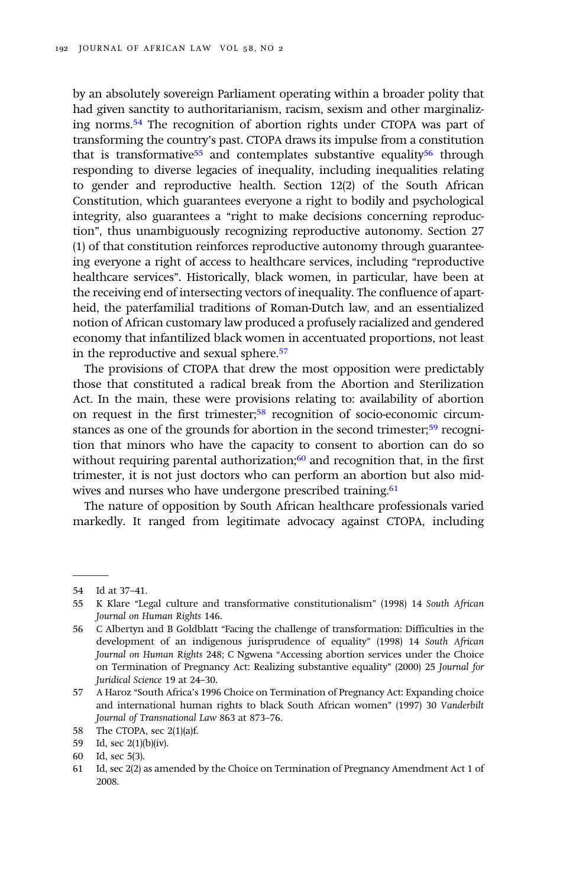by an absolutely sovereign Parliament operating within a broader polity that had given sanctity to authoritarianism, racism, sexism and other marginalizing norms.[54] The recognition of abortion rights under CTOPA was part of transforming the country's past. CTOPA draws its impulse from a constitution that is transformative[55] and contemplates substantive equality[56] through responding to diverse legacies of inequality, including inequalities relating to gender and reproductive health. Section 12(2) of the South African Constitution, which guarantees everyone a right to bodily and psychological integrity, also guarantees a "right to make decisions concerning reproduction", thus unambiguously recognizing reproductive autonomy. Section 27 (1) of that constitution reinforces reproductive autonomy through guaranteeing everyone a right of access to healthcare services, including "reproductive healthcare services". Historically, black women, in particular, have been at the receiving end of intersecting vectors of inequality. The confluence of apartheid, the paterfamilial traditions of Roman-Dutch law, and an essentialized notion of African customary law produced a profusely racialized and gendered economy that infantilized black women in accentuated proportions, not least in the reproductive and sexual sphere.[57]

The provisions of CTOPA that drew the most opposition were predictably those that constituted a radical break from the Abortion and Sterilization Act. In the main, these were provisions relating to: availability of abortion on request in the first trimester;[58] recognition of socio-economic circumstances as one of the grounds for abortion in the second trimester;[59] recognition that minors who have the capacity to consent to abortion can do so without requiring parental authorization;[60] and recognition that, in the first trimester, it is not just doctors who can perform an abortion but also midwives and nurses who have undergone prescribed training.[61]

The nature of opposition by South African healthcare professionals varied markedly. It ranged from legitimate advocacy against CTOPA, including

---

54 Id at 37–41.

55 K Klare "Legal culture and transformative constitutionalism" (1998) 14 *South African Journal on Human Rights* 146.

56 C Albertyn and B Goldblatt "Facing the challenge of transformation: Difficulties in the development of an indigenous jurisprudence of equality" (1998) 14 *South African Journal on Human Rights* 248; C Ngwena "Accessing abortion services under the Choice on Termination of Pregnancy Act: Realizing substantive equality" (2000) 25 *Journal for Juridical Science* 19 at 24–30.

57 A Haroz "South Africa's 1996 Choice on Termination of Pregnancy Act: Expanding choice and international human rights to black South African women" (1997) 30 *Vanderbilt Journal of Transnational Law* 863 at 873–76.

58 The CTOPA, sec 2(1)(a)f.

59 Id, sec 2(1)(b)(iv).

60 Id, sec 5(3).

61 Id, sec 2(2) as amended by the Choice on Termination of Pregnancy Amendment Act 1 of 2008.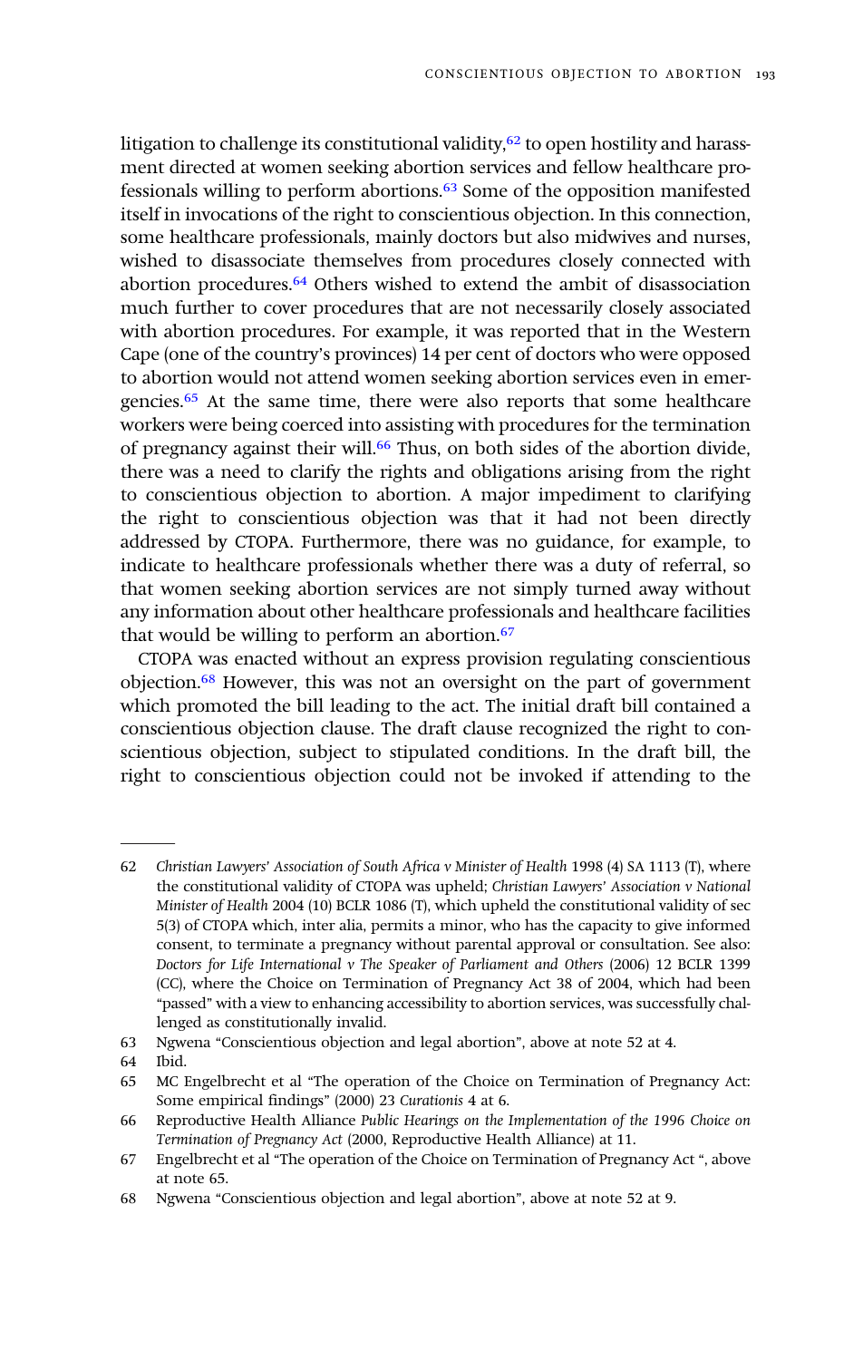litigation to challenge its constitutional validity,[62] to open hostility and harassment directed at women seeking abortion services and fellow healthcare professionals willing to perform abortions.[63] Some of the opposition manifested itself in invocations of the right to conscientious objection. In this connection, some healthcare professionals, mainly doctors but also midwives and nurses, wished to disassociate themselves from procedures closely connected with abortion procedures.[64] Others wished to extend the ambit of disassociation much further to cover procedures that are not necessarily closely associated with abortion procedures. For example, it was reported that in the Western Cape (one of the country's provinces) 14 per cent of doctors who were opposed to abortion would not attend women seeking abortion services even in emergencies.[65] At the same time, there were also reports that some healthcare workers were being coerced into assisting with procedures for the termination of pregnancy against their will.[66] Thus, on both sides of the abortion divide, there was a need to clarify the rights and obligations arising from the right to conscientious objection to abortion. A major impediment to clarifying the right to conscientious objection was that it had not been directly addressed by CTOPA. Furthermore, there was no guidance, for example, to indicate to healthcare professionals whether there was a duty of referral, so that women seeking abortion services are not simply turned away without any information about other healthcare professionals and healthcare facilities that would be willing to perform an abortion.[67]

CTOPA was enacted without an express provision regulating conscientious objection.[68] However, this was not an oversight on the part of government which promoted the bill leading to the act. The initial draft bill contained a conscientious objection clause. The draft clause recognized the right to conscientious objection, subject to stipulated conditions. In the draft bill, the right to conscientious objection could not be invoked if attending to the

---

62 *Christian Lawyers' Association of South Africa v Minister of Health* 1998 (4) SA 1113 (T), where the constitutional validity of CTOPA was upheld; *Christian Lawyers' Association v National Minister of Health* 2004 (10) BCLR 1086 (T), which upheld the constitutional validity of sec 5(3) of CTOPA which, inter alia, permits a minor, who has the capacity to give informed consent, to terminate a pregnancy without parental approval or consultation. See also: *Doctors for Life International v The Speaker of Parliament and Others* (2006) 12 BCLR 1399 (CC), where the Choice on Termination of Pregnancy Act 38 of 2004, which had been "passed" with a view to enhancing accessibility to abortion services, was successfully challenged as constitutionally invalid.

63 Ngwena "Conscientious objection and legal abortion", above at note 52 at 4.

64 Ibid.

65 MC Engelbrecht et al "The operation of the Choice on Termination of Pregnancy Act: Some empirical findings" (2000) 23 *Curationis* 4 at 6.

66 Reproductive Health Alliance *Public Hearings on the Implementation of the 1996 Choice on Termination of Pregnancy Act* (2000, Reproductive Health Alliance) at 11.

67 Engelbrecht et al "The operation of the Choice on Termination of Pregnancy Act ", above at note 65.

68 Ngwena "Conscientious objection and legal abortion", above at note 52 at 9.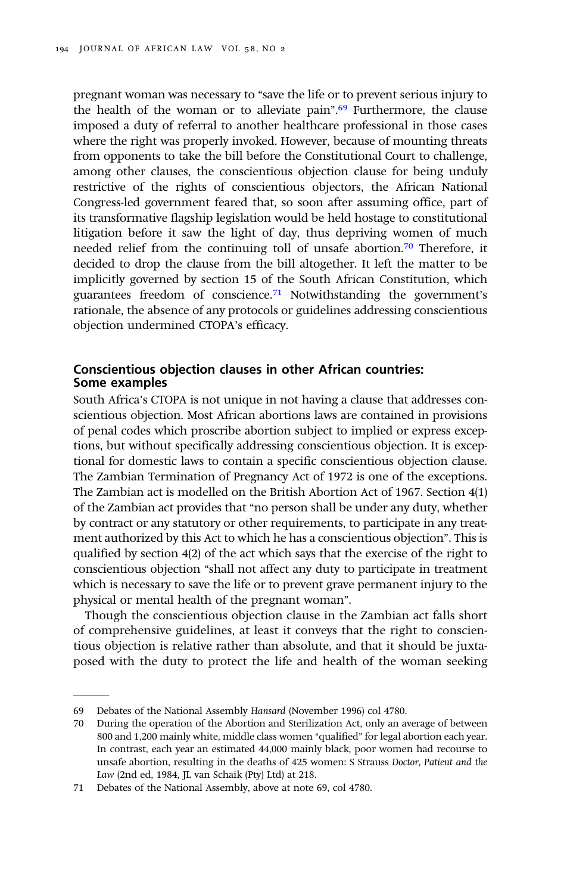pregnant woman was necessary to "save the life or to prevent serious injury to the health of the woman or to alleviate pain".[69] Furthermore, the clause imposed a duty of referral to another healthcare professional in those cases where the right was properly invoked. However, because of mounting threats from opponents to take the bill before the Constitutional Court to challenge, among other clauses, the conscientious objection clause for being unduly restrictive of the rights of conscientious objectors, the African National Congress-led government feared that, so soon after assuming office, part of its transformative flagship legislation would be held hostage to constitutional litigation before it saw the light of day, thus depriving women of much needed relief from the continuing toll of unsafe abortion.[70] Therefore, it decided to drop the clause from the bill altogether. It left the matter to be implicitly governed by section 15 of the South African Constitution, which guarantees freedom of conscience.[71] Notwithstanding the government's rationale, the absence of any protocols or guidelines addressing conscientious objection undermined CTOPA's efficacy.

## Conscientious objection clauses in other African countries: Some examples

South Africa's CTOPA is not unique in not having a clause that addresses conscientious objection. Most African abortions laws are contained in provisions of penal codes which proscribe abortion subject to implied or express exceptions, but without specifically addressing conscientious objection. It is exceptional for domestic laws to contain a specific conscientious objection clause. The Zambian Termination of Pregnancy Act of 1972 is one of the exceptions. The Zambian act is modelled on the British Abortion Act of 1967. Section 4(1) of the Zambian act provides that "no person shall be under any duty, whether by contract or any statutory or other requirements, to participate in any treatment authorized by this Act to which he has a conscientious objection". This is qualified by section 4(2) of the act which says that the exercise of the right to conscientious objection "shall not affect any duty to participate in treatment which is necessary to save the life or to prevent grave permanent injury to the physical or mental health of the pregnant woman".

Though the conscientious objection clause in the Zambian act falls short of comprehensive guidelines, at least it conveys that the right to conscientious objection is relative rather than absolute, and that it should be juxtaposed with the duty to protect the life and health of the woman seeking

---

69 Debates of the National Assembly *Hansard* (November 1996) col 4780.

70 During the operation of the Abortion and Sterilization Act, only an average of between 800 and 1,200 mainly white, middle class women "qualified" for legal abortion each year. In contrast, each year an estimated 44,000 mainly black, poor women had recourse to unsafe abortion, resulting in the deaths of 425 women: S Strauss *Doctor, Patient and the Law* (2nd ed, 1984, JL van Schaik (Pty) Ltd) at 218.

71 Debates of the National Assembly, above at note 69, col 4780.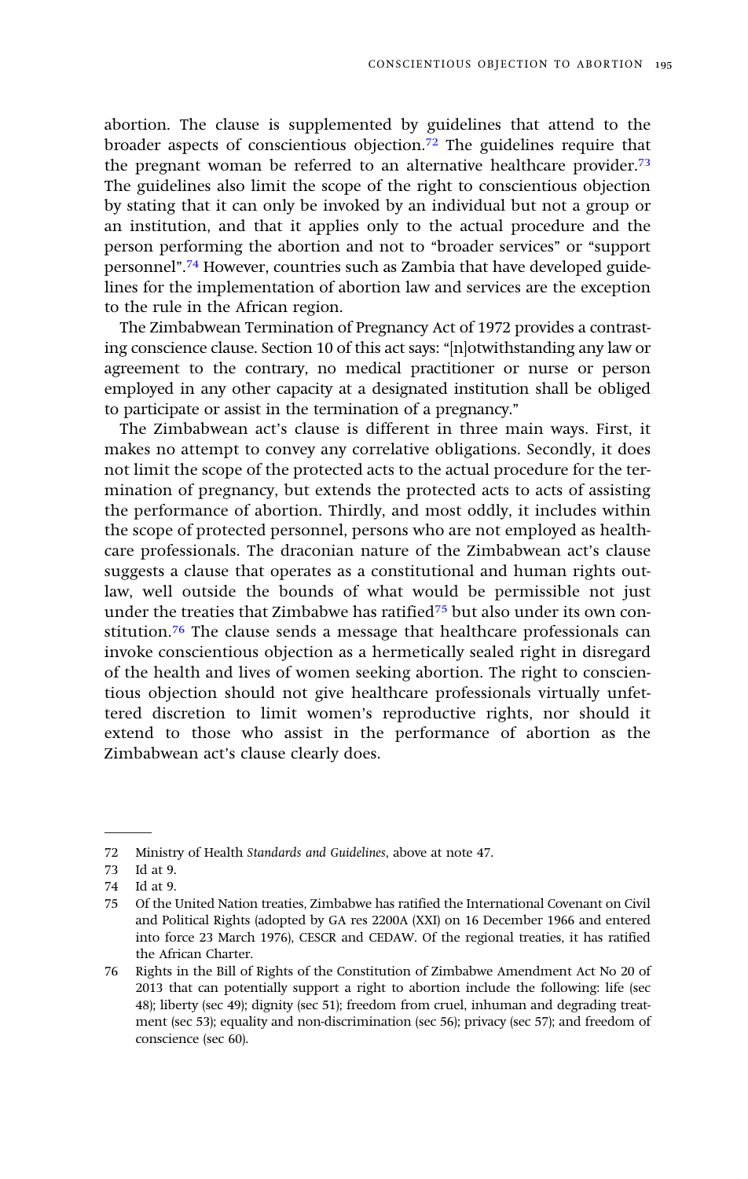abortion. The clause is supplemented by guidelines that attend to the broader aspects of conscientious objection.[72] The guidelines require that the pregnant woman be referred to an alternative healthcare provider.[73] The guidelines also limit the scope of the right to conscientious objection by stating that it can only be invoked by an individual but not a group or an institution, and that it applies only to the actual procedure and the person performing the abortion and not to "broader services" or "support personnel".[74] However, countries such as Zambia that have developed guidelines for the implementation of abortion law and services are the exception to the rule in the African region.

The Zimbabwean Termination of Pregnancy Act of 1972 provides a contrasting conscience clause. Section 10 of this act says: "[n]otwithstanding any law or agreement to the contrary, no medical practitioner or nurse or person employed in any other capacity at a designated institution shall be obliged to participate or assist in the termination of a pregnancy."

The Zimbabwean act's clause is different in three main ways. First, it makes no attempt to convey any correlative obligations. Secondly, it does not limit the scope of the protected acts to the actual procedure for the termination of pregnancy, but extends the protected acts to acts of assisting the performance of abortion. Thirdly, and most oddly, it includes within the scope of protected personnel, persons who are not employed as healthcare professionals. The draconian nature of the Zimbabwean act's clause suggests a clause that operates as a constitutional and human rights outlaw, well outside the bounds of what would be permissible not just under the treaties that Zimbabwe has ratified[75] but also under its own constitution.[76] The clause sends a message that healthcare professionals can invoke conscientious objection as a hermetically sealed right in disregard of the health and lives of women seeking abortion. The right to conscientious objection should not give healthcare professionals virtually unfettered discretion to limit women's reproductive rights, nor should it extend to those who assist in the performance of abortion as the Zimbabwean act's clause clearly does.

---

72 Ministry of Health *Standards and Guidelines*, above at note 47.

73 Id at 9.

74 Id at 9.

75 Of the United Nation treaties, Zimbabwe has ratified the International Covenant on Civil and Political Rights (adopted by GA res 2200A (XXI) on 16 December 1966 and entered into force 23 March 1976), CESCR and CEDAW. Of the regional treaties, it has ratified the African Charter.

76 Rights in the Bill of Rights of the Constitution of Zimbabwe Amendment Act No 20 of 2013 that can potentially support a right to abortion include the following: life (sec 48); liberty (sec 49); dignity (sec 51); freedom from cruel, inhuman and degrading treatment (sec 53); equality and non-discrimination (sec 56); privacy (sec 57); and freedom of conscience (sec 60).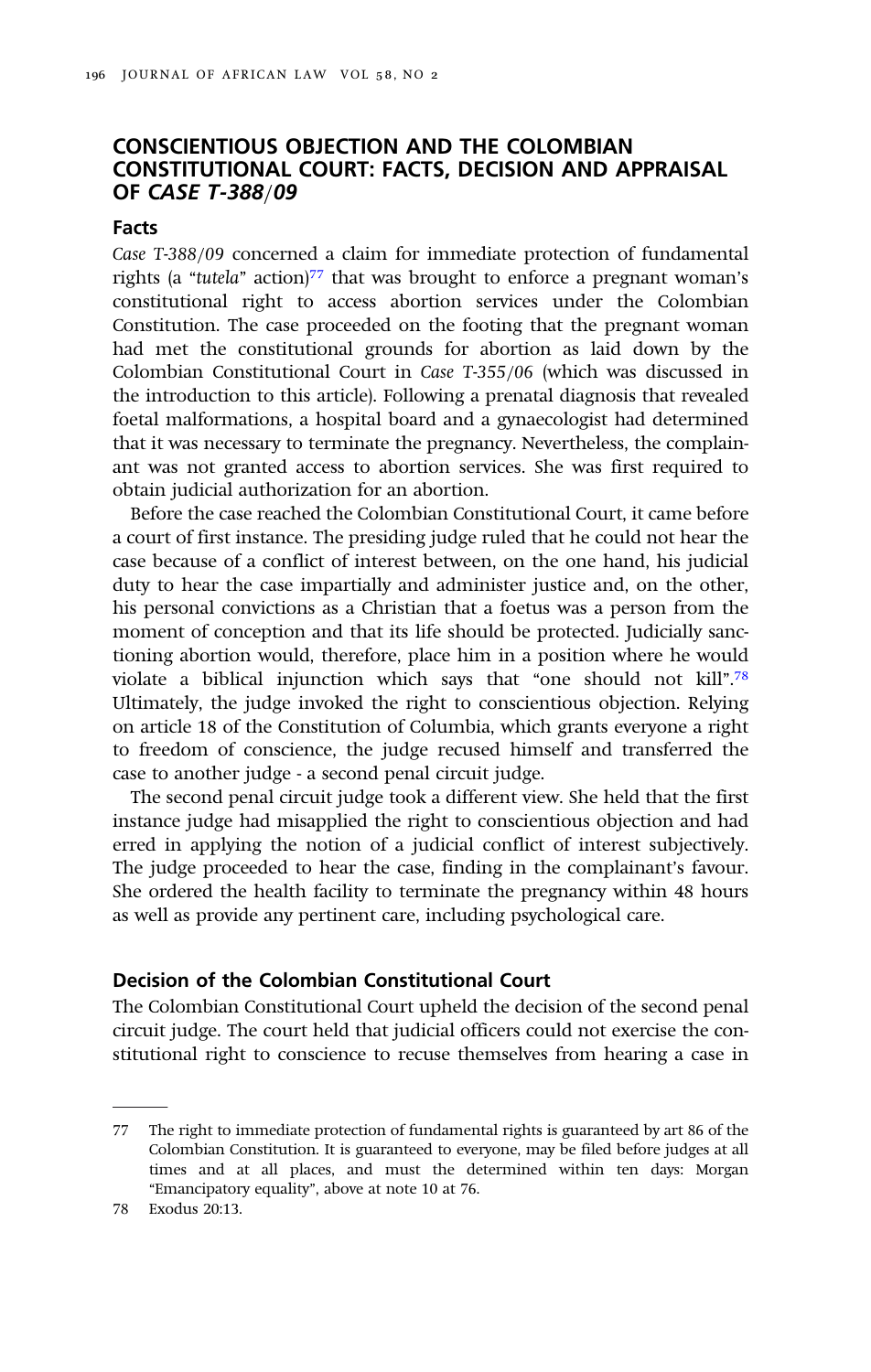## CONSCIENTIOUS OBJECTION AND THE COLOMBIAN CONSTITUTIONAL COURT: FACTS, DECISION AND APPRAISAL OF *CASE T-388/09*

### Facts

*Case T-388/09* concerned a claim for immediate protection of fundamental rights (a "*tutela*" action)[77] that was brought to enforce a pregnant woman's constitutional right to access abortion services under the Colombian Constitution. The case proceeded on the footing that the pregnant woman had met the constitutional grounds for abortion as laid down by the Colombian Constitutional Court in *Case T-355/06* (which was discussed in the introduction to this article). Following a prenatal diagnosis that revealed foetal malformations, a hospital board and a gynaecologist had determined that it was necessary to terminate the pregnancy. Nevertheless, the complainant was not granted access to abortion services. She was first required to obtain judicial authorization for an abortion.

Before the case reached the Colombian Constitutional Court, it came before a court of first instance. The presiding judge ruled that he could not hear the case because of a conflict of interest between, on the one hand, his judicial duty to hear the case impartially and administer justice and, on the other, his personal convictions as a Christian that a foetus was a person from the moment of conception and that its life should be protected. Judicially sanctioning abortion would, therefore, place him in a position where he would violate a biblical injunction which says that "one should not kill".[78] Ultimately, the judge invoked the right to conscientious objection. Relying on article 18 of the Constitution of Columbia, which grants everyone a right to freedom of conscience, the judge recused himself and transferred the case to another judge - a second penal circuit judge.

The second penal circuit judge took a different view. She held that the first instance judge had misapplied the right to conscientious objection and had erred in applying the notion of a judicial conflict of interest subjectively. The judge proceeded to hear the case, finding in the complainant's favour. She ordered the health facility to terminate the pregnancy within 48 hours as well as provide any pertinent care, including psychological care.

### Decision of the Colombian Constitutional Court

The Colombian Constitutional Court upheld the decision of the second penal circuit judge. The court held that judicial officers could not exercise the constitutional right to conscience to recuse themselves from hearing a case in

---

77 The right to immediate protection of fundamental rights is guaranteed by art 86 of the Colombian Constitution. It is guaranteed to everyone, may be filed before judges at all times and at all places, and must the determined within ten days: Morgan "Emancipatory equality", above at note 10 at 76.

78 Exodus 20:13.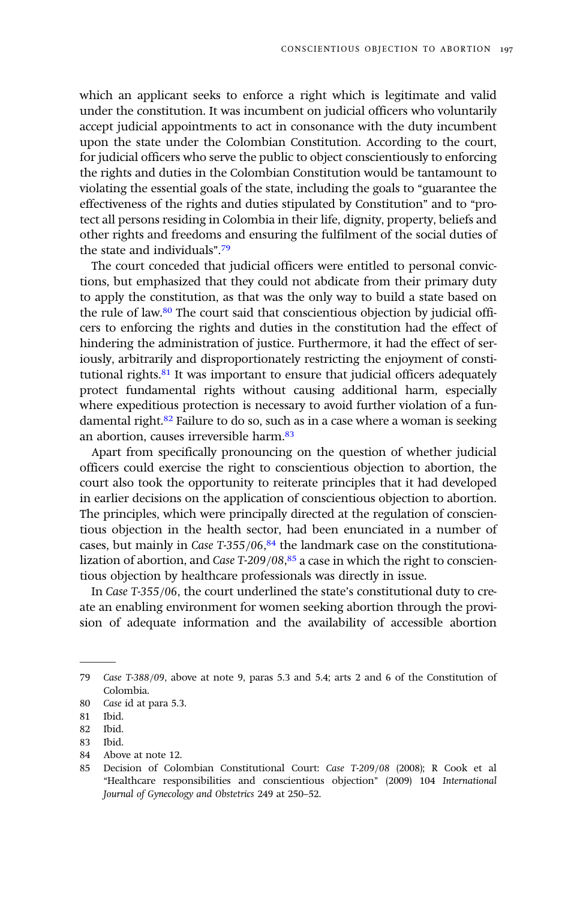which an applicant seeks to enforce a right which is legitimate and valid under the constitution. It was incumbent on judicial officers who voluntarily accept judicial appointments to act in consonance with the duty incumbent upon the state under the Colombian Constitution. According to the court, for judicial officers who serve the public to object conscientiously to enforcing the rights and duties in the Colombian Constitution would be tantamount to violating the essential goals of the state, including the goals to "guarantee the effectiveness of the rights and duties stipulated by Constitution" and to "protect all persons residing in Colombia in their life, dignity, property, beliefs and other rights and freedoms and ensuring the fulfilment of the social duties of the state and individuals".[79]

The court conceded that judicial officers were entitled to personal convictions, but emphasized that they could not abdicate from their primary duty to apply the constitution, as that was the only way to build a state based on the rule of law.[80] The court said that conscientious objection by judicial officers to enforcing the rights and duties in the constitution had the effect of hindering the administration of justice. Furthermore, it had the effect of seriously, arbitrarily and disproportionately restricting the enjoyment of constitutional rights.[81] It was important to ensure that judicial officers adequately protect fundamental rights without causing additional harm, especially where expeditious protection is necessary to avoid further violation of a fundamental right.[82] Failure to do so, such as in a case where a woman is seeking an abortion, causes irreversible harm.[83]

Apart from specifically pronouncing on the question of whether judicial officers could exercise the right to conscientious objection to abortion, the court also took the opportunity to reiterate principles that it had developed in earlier decisions on the application of conscientious objection to abortion. The principles, which were principally directed at the regulation of conscientious objection in the health sector, had been enunciated in a number of cases, but mainly in *Case T-355/06*,[84] the landmark case on the constitutionalization of abortion, and *Case T-209/08*,[85] a case in which the right to conscientious objection by healthcare professionals was directly in issue.

In *Case T-355/06*, the court underlined the state's constitutional duty to create an enabling environment for women seeking abortion through the provision of adequate information and the availability of accessible abortion

---

79 *Case T-388/09*, above at note 9, paras 5.3 and 5.4; arts 2 and 6 of the Constitution of Colombia.

80 *Case* id at para 5.3.

81 Ibid.

82 Ibid.

83 Ibid.

84 Above at note 12.

85 Decision of Colombian Constitutional Court: *Case T-209/08* (2008); R Cook et al "Healthcare responsibilities and conscientious objection" (2009) 104 *International Journal of Gynecology and Obstetrics* 249 at 250–52.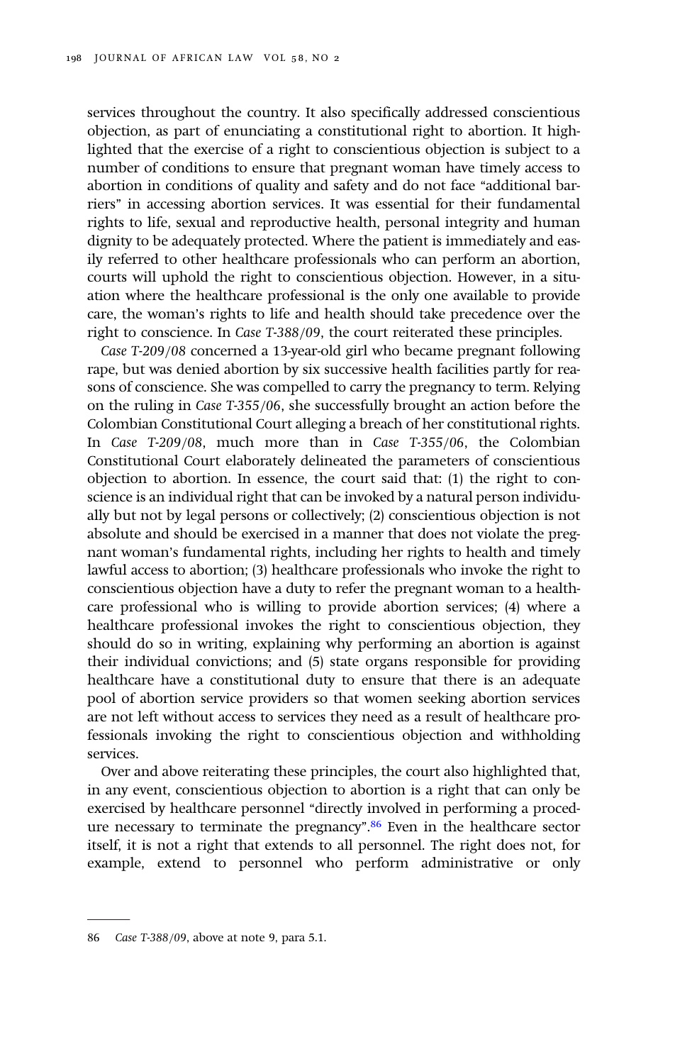services throughout the country. It also specifically addressed conscientious objection, as part of enunciating a constitutional right to abortion. It highlighted that the exercise of a right to conscientious objection is subject to a number of conditions to ensure that pregnant woman have timely access to abortion in conditions of quality and safety and do not face "additional barriers" in accessing abortion services. It was essential for their fundamental rights to life, sexual and reproductive health, personal integrity and human dignity to be adequately protected. Where the patient is immediately and easily referred to other healthcare professionals who can perform an abortion, courts will uphold the right to conscientious objection. However, in a situation where the healthcare professional is the only one available to provide care, the woman's rights to life and health should take precedence over the right to conscience. In *Case T-388/09*, the court reiterated these principles.

*Case T-209/08* concerned a 13-year-old girl who became pregnant following rape, but was denied abortion by six successive health facilities partly for reasons of conscience. She was compelled to carry the pregnancy to term. Relying on the ruling in *Case T-355/06*, she successfully brought an action before the Colombian Constitutional Court alleging a breach of her constitutional rights. In *Case T-209/08*, much more than in *Case T-355/06*, the Colombian Constitutional Court elaborately delineated the parameters of conscientious objection to abortion. In essence, the court said that: (1) the right to conscience is an individual right that can be invoked by a natural person individually but not by legal persons or collectively; (2) conscientious objection is not absolute and should be exercised in a manner that does not violate the pregnant woman's fundamental rights, including her rights to health and timely lawful access to abortion; (3) healthcare professionals who invoke the right to conscientious objection have a duty to refer the pregnant woman to a healthcare professional who is willing to provide abortion services; (4) where a healthcare professional invokes the right to conscientious objection, they should do so in writing, explaining why performing an abortion is against their individual convictions; and (5) state organs responsible for providing healthcare have a constitutional duty to ensure that there is an adequate pool of abortion service providers so that women seeking abortion services are not left without access to services they need as a result of healthcare professionals invoking the right to conscientious objection and withholding services.

Over and above reiterating these principles, the court also highlighted that, in any event, conscientious objection to abortion is a right that can only be exercised by healthcare personnel "directly involved in performing a procedure necessary to terminate the pregnancy".[86] Even in the healthcare sector itself, it is not a right that extends to all personnel. The right does not, for example, extend to personnel who perform administrative or only

86 *Case T-388/09*, above at note 9, para 5.1.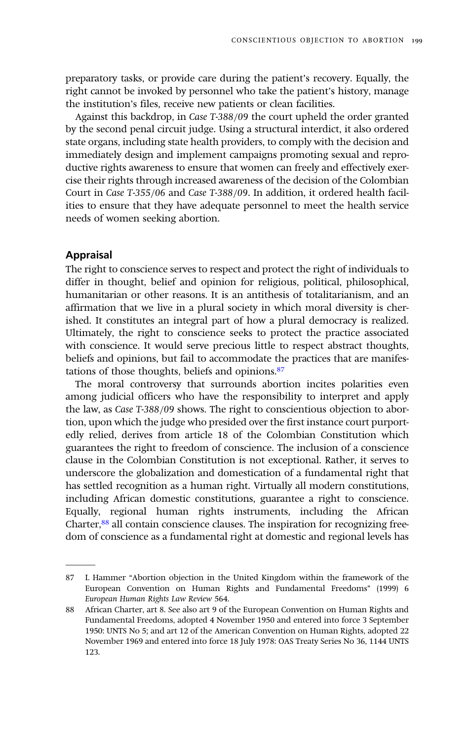preparatory tasks, or provide care during the patient's recovery. Equally, the right cannot be invoked by personnel who take the patient's history, manage the institution's files, receive new patients or clean facilities.

Against this backdrop, in *Case T-388/09* the court upheld the order granted by the second penal circuit judge. Using a structural interdict, it also ordered state organs, including state health providers, to comply with the decision and immediately design and implement campaigns promoting sexual and reproductive rights awareness to ensure that women can freely and effectively exercise their rights through increased awareness of the decision of the Colombian Court in *Case T-355/06* and *Case T-388/09*. In addition, it ordered health facilities to ensure that they have adequate personnel to meet the health service needs of women seeking abortion.

## Appraisal

The right to conscience serves to respect and protect the right of individuals to differ in thought, belief and opinion for religious, political, philosophical, humanitarian or other reasons. It is an antithesis of totalitarianism, and an affirmation that we live in a plural society in which moral diversity is cherished. It constitutes an integral part of how a plural democracy is realized. Ultimately, the right to conscience seeks to protect the practice associated with conscience. It would serve precious little to respect abstract thoughts, beliefs and opinions, but fail to accommodate the practices that are manifestations of those thoughts, beliefs and opinions.[87]

The moral controversy that surrounds abortion incites polarities even among judicial officers who have the responsibility to interpret and apply the law, as *Case T-388/09* shows. The right to conscientious objection to abortion, upon which the judge who presided over the first instance court purportedly relied, derives from article 18 of the Colombian Constitution which guarantees the right to freedom of conscience. The inclusion of a conscience clause in the Colombian Constitution is not exceptional. Rather, it serves to underscore the globalization and domestication of a fundamental right that has settled recognition as a human right. Virtually all modern constitutions, including African domestic constitutions, guarantee a right to conscience. Equally, regional human rights instruments, including the African Charter,[88] all contain conscience clauses. The inspiration for recognizing freedom of conscience as a fundamental right at domestic and regional levels has

---

87 L Hammer "Abortion objection in the United Kingdom within the framework of the European Convention on Human Rights and Fundamental Freedoms" (1999) 6 *European Human Rights Law Review* 564.

88 African Charter, art 8. See also art 9 of the European Convention on Human Rights and Fundamental Freedoms, adopted 4 November 1950 and entered into force 3 September 1950: UNTS No 5; and art 12 of the American Convention on Human Rights, adopted 22 November 1969 and entered into force 18 July 1978: OAS Treaty Series No 36, 1144 UNTS 123.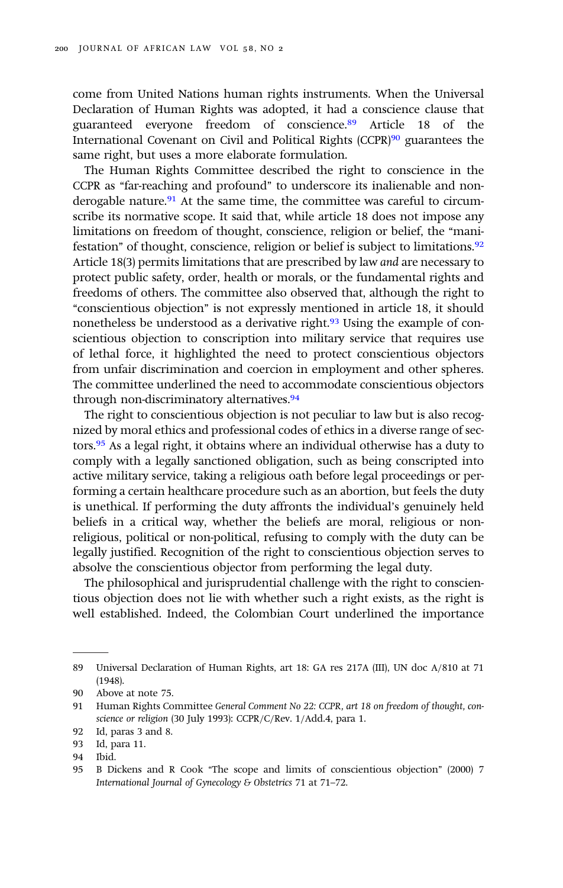come from United Nations human rights instruments. When the Universal Declaration of Human Rights was adopted, it had a conscience clause that guaranteed everyone freedom of conscience.[89] Article 18 of the International Covenant on Civil and Political Rights (CCPR)[90] guarantees the same right, but uses a more elaborate formulation.

The Human Rights Committee described the right to conscience in the CCPR as "far-reaching and profound" to underscore its inalienable and non-derogable nature.[91] At the same time, the committee was careful to circumscribe its normative scope. It said that, while article 18 does not impose any limitations on freedom of thought, conscience, religion or belief, the "manifestation" of thought, conscience, religion or belief is subject to limitations.[92] Article 18(3) permits limitations that are prescribed by law *and* are necessary to protect public safety, order, health or morals, or the fundamental rights and freedoms of others. The committee also observed that, although the right to "conscientious objection" is not expressly mentioned in article 18, it should nonetheless be understood as a derivative right.[93] Using the example of conscientious objection to conscription into military service that requires use of lethal force, it highlighted the need to protect conscientious objectors from unfair discrimination and coercion in employment and other spheres. The committee underlined the need to accommodate conscientious objectors through non-discriminatory alternatives.[94]

The right to conscientious objection is not peculiar to law but is also recognized by moral ethics and professional codes of ethics in a diverse range of sectors.[95] As a legal right, it obtains where an individual otherwise has a duty to comply with a legally sanctioned obligation, such as being conscripted into active military service, taking a religious oath before legal proceedings or performing a certain healthcare procedure such as an abortion, but feels the duty is unethical. If performing the duty affronts the individual's genuinely held beliefs in a critical way, whether the beliefs are moral, religious or non-religious, political or non-political, refusing to comply with the duty can be legally justified. Recognition of the right to conscientious objection serves to absolve the conscientious objector from performing the legal duty.

The philosophical and jurisprudential challenge with the right to conscientious objection does not lie with whether such a right exists, as the right is well established. Indeed, the Colombian Court underlined the importance

---

89 Universal Declaration of Human Rights, art 18: GA res 217A (III), UN doc A/810 at 71 (1948).

90 Above at note 75.

91 Human Rights Committee *General Comment No 22: CCPR, art 18 on freedom of thought, conscience or religion* (30 July 1993): CCPR/C/Rev. 1/Add.4, para 1.

92 Id, paras 3 and 8.

93 Id, para 11.

94 Ibid.

95 B Dickens and R Cook "The scope and limits of conscientious objection" (2000) 7 *International Journal of Gynecology & Obstetrics* 71 at 71–72.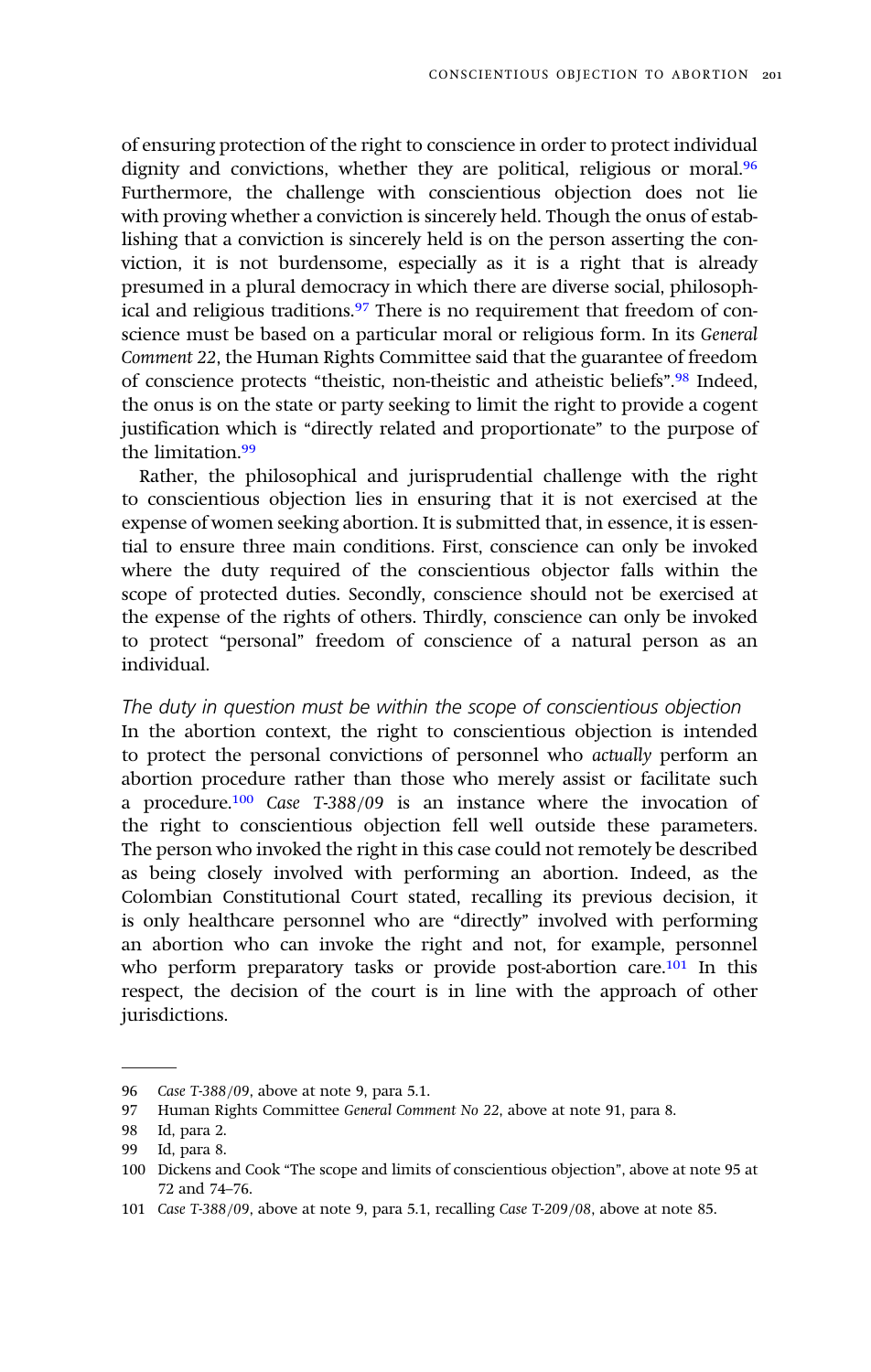of ensuring protection of the right to conscience in order to protect individual dignity and convictions, whether they are political, religious or moral.[96] Furthermore, the challenge with conscientious objection does not lie with proving whether a conviction is sincerely held. Though the onus of establishing that a conviction is sincerely held is on the person asserting the conviction, it is not burdensome, especially as it is a right that is already presumed in a plural democracy in which there are diverse social, philosophical and religious traditions.[97] There is no requirement that freedom of conscience must be based on a particular moral or religious form. In its *General Comment 22*, the Human Rights Committee said that the guarantee of freedom of conscience protects "theistic, non-theistic and atheistic beliefs".[98] Indeed, the onus is on the state or party seeking to limit the right to provide a cogent justification which is "directly related and proportionate" to the purpose of the limitation.[99]

Rather, the philosophical and jurisprudential challenge with the right to conscientious objection lies in ensuring that it is not exercised at the expense of women seeking abortion. It is submitted that, in essence, it is essential to ensure three main conditions. First, conscience can only be invoked where the duty required of the conscientious objector falls within the scope of protected duties. Secondly, conscience should not be exercised at the expense of the rights of others. Thirdly, conscience can only be invoked to protect "personal" freedom of conscience of a natural person as an individual.

*The duty in question must be within the scope of conscientious objection*

In the abortion context, the right to conscientious objection is intended to protect the personal convictions of personnel who *actually* perform an abortion procedure rather than those who merely assist or facilitate such a procedure.[100] *Case T-388/09* is an instance where the invocation of the right to conscientious objection fell well outside these parameters. The person who invoked the right in this case could not remotely be described as being closely involved with performing an abortion. Indeed, as the Colombian Constitutional Court stated, recalling its previous decision, it is only healthcare personnel who are "directly" involved with performing an abortion who can invoke the right and not, for example, personnel who perform preparatory tasks or provide post-abortion care.[101] In this respect, the decision of the court is in line with the approach of other jurisdictions.

---

96 *Case T-388/09*, above at note 9, para 5.1.

97 Human Rights Committee *General Comment No 22*, above at note 91, para 8.

98 Id, para 2.

99 Id, para 8.

100 Dickens and Cook "The scope and limits of conscientious objection", above at note 95 at 72 and 74–76.

101 *Case T-388/09*, above at note 9, para 5.1, recalling *Case T-209/08*, above at note 85.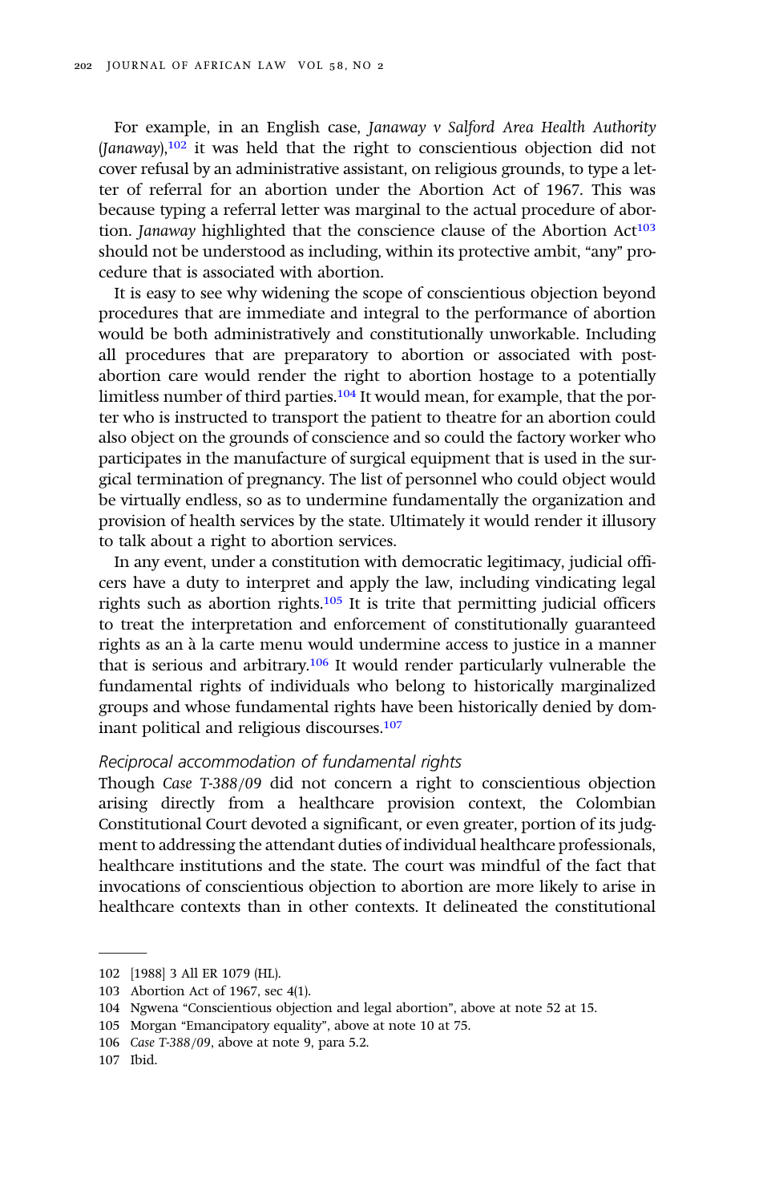For example, in an English case, *Janaway v Salford Area Health Authority* (*Janaway*),[102] it was held that the right to conscientious objection did not cover refusal by an administrative assistant, on religious grounds, to type a letter of referral for an abortion under the Abortion Act of 1967. This was because typing a referral letter was marginal to the actual procedure of abortion. *Janaway* highlighted that the conscience clause of the Abortion Act[103] should not be understood as including, within its protective ambit, "any" procedure that is associated with abortion.

It is easy to see why widening the scope of conscientious objection beyond procedures that are immediate and integral to the performance of abortion would be both administratively and constitutionally unworkable. Including all procedures that are preparatory to abortion or associated with post-abortion care would render the right to abortion hostage to a potentially limitless number of third parties.[104] It would mean, for example, that the porter who is instructed to transport the patient to theatre for an abortion could also object on the grounds of conscience and so could the factory worker who participates in the manufacture of surgical equipment that is used in the surgical termination of pregnancy. The list of personnel who could object would be virtually endless, so as to undermine fundamentally the organization and provision of health services by the state. Ultimately it would render it illusory to talk about a right to abortion services.

In any event, under a constitution with democratic legitimacy, judicial officers have a duty to interpret and apply the law, including vindicating legal rights such as abortion rights.[105] It is trite that permitting judicial officers to treat the interpretation and enforcement of constitutionally guaranteed rights as an à la carte menu would undermine access to justice in a manner that is serious and arbitrary.[106] It would render particularly vulnerable the fundamental rights of individuals who belong to historically marginalized groups and whose fundamental rights have been historically denied by dominant political and religious discourses.[107]

### *Reciprocal accommodation of fundamental rights*

Though *Case T-388/09* did not concern a right to conscientious objection arising directly from a healthcare provision context, the Colombian Constitutional Court devoted a significant, or even greater, portion of its judgment to addressing the attendant duties of individual healthcare professionals, healthcare institutions and the state. The court was mindful of the fact that invocations of conscientious objection to abortion are more likely to arise in healthcare contexts than in other contexts. It delineated the constitutional

---

102 [1988] 3 All ER 1079 (HL).

103 Abortion Act of 1967, sec 4(1).

104 Ngwena "Conscientious objection and legal abortion", above at note 52 at 15.

105 Morgan "Emancipatory equality", above at note 10 at 75.

106 *Case T-388/09*, above at note 9, para 5.2.

107 Ibid.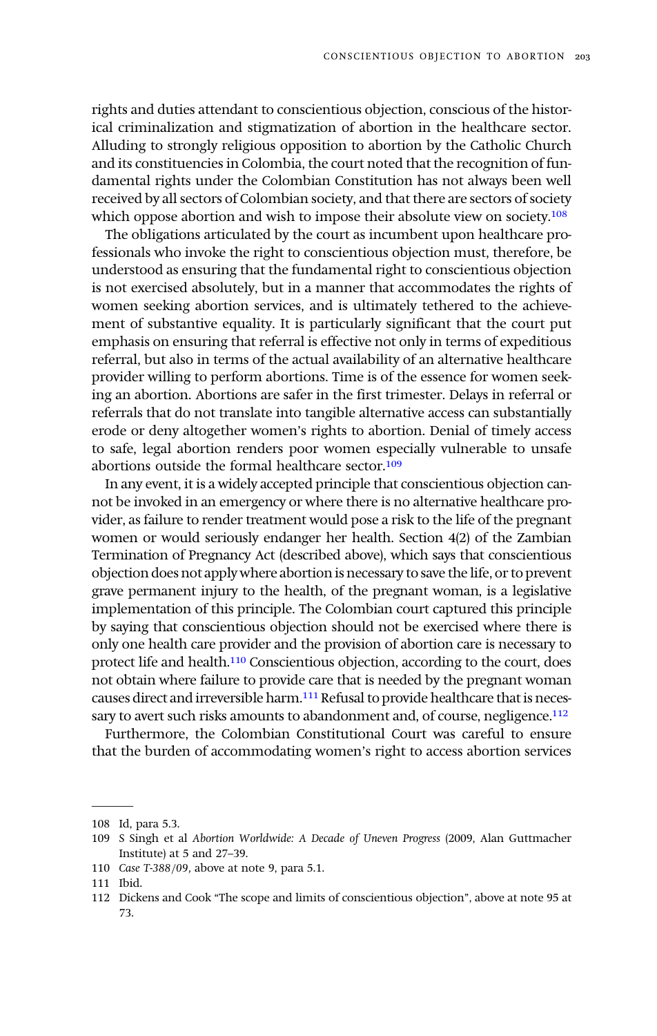rights and duties attendant to conscientious objection, conscious of the historical criminalization and stigmatization of abortion in the healthcare sector. Alluding to strongly religious opposition to abortion by the Catholic Church and its constituencies in Colombia, the court noted that the recognition of fundamental rights under the Colombian Constitution has not always been well received by all sectors of Colombian society, and that there are sectors of society which oppose abortion and wish to impose their absolute view on society.[108]

The obligations articulated by the court as incumbent upon healthcare professionals who invoke the right to conscientious objection must, therefore, be understood as ensuring that the fundamental right to conscientious objection is not exercised absolutely, but in a manner that accommodates the rights of women seeking abortion services, and is ultimately tethered to the achievement of substantive equality. It is particularly significant that the court put emphasis on ensuring that referral is effective not only in terms of expeditious referral, but also in terms of the actual availability of an alternative healthcare provider willing to perform abortions. Time is of the essence for women seeking an abortion. Abortions are safer in the first trimester. Delays in referral or referrals that do not translate into tangible alternative access can substantially erode or deny altogether women's rights to abortion. Denial of timely access to safe, legal abortion renders poor women especially vulnerable to unsafe abortions outside the formal healthcare sector.[109]

In any event, it is a widely accepted principle that conscientious objection cannot be invoked in an emergency or where there is no alternative healthcare provider, as failure to render treatment would pose a risk to the life of the pregnant women or would seriously endanger her health. Section 4(2) of the Zambian Termination of Pregnancy Act (described above), which says that conscientious objection does not apply where abortion is necessary to save the life, or to prevent grave permanent injury to the health, of the pregnant woman, is a legislative implementation of this principle. The Colombian court captured this principle by saying that conscientious objection should not be exercised where there is only one health care provider and the provision of abortion care is necessary to protect life and health.[110] Conscientious objection, according to the court, does not obtain where failure to provide care that is needed by the pregnant woman causes direct and irreversible harm.[111] Refusal to provide healthcare that is necessary to avert such risks amounts to abandonment and, of course, negligence.[112]

Furthermore, the Colombian Constitutional Court was careful to ensure that the burden of accommodating women's right to access abortion services

---

108 Id, para 5.3.

109 S Singh et al *Abortion Worldwide: A Decade of Uneven Progress* (2009, Alan Guttmacher Institute) at 5 and 27–39.

110 *Case T-388/09*, above at note 9, para 5.1.

111 Ibid.

112 Dickens and Cook "The scope and limits of conscientious objection", above at note 95 at 73.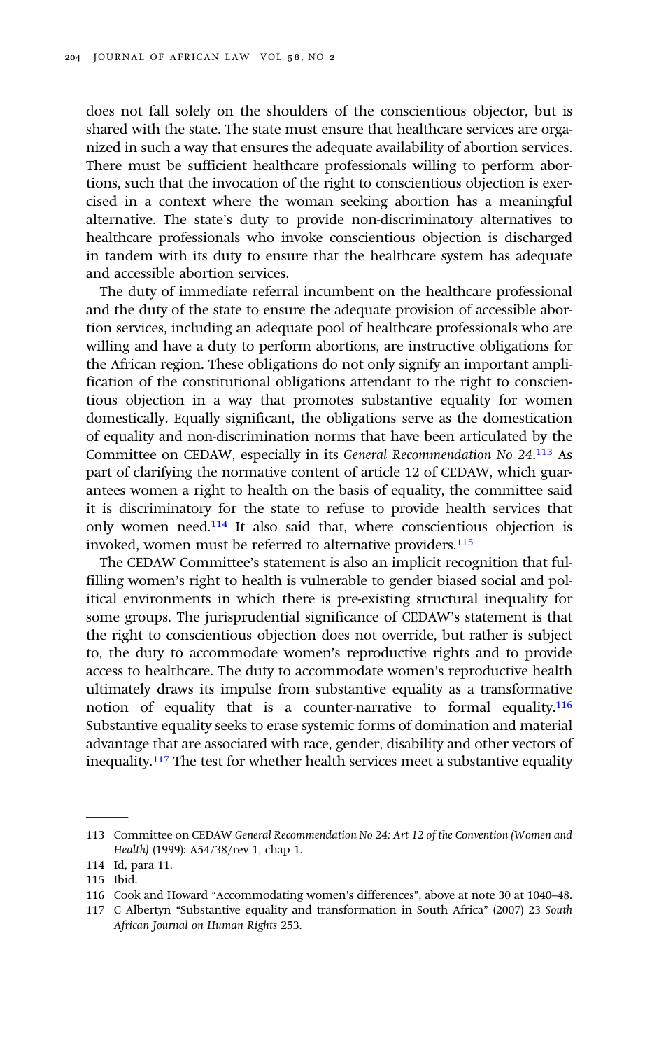does not fall solely on the shoulders of the conscientious objector, but is shared with the state. The state must ensure that healthcare services are organized in such a way that ensures the adequate availability of abortion services. There must be sufficient healthcare professionals willing to perform abortions, such that the invocation of the right to conscientious objection is exercised in a context where the woman seeking abortion has a meaningful alternative. The state's duty to provide non-discriminatory alternatives to healthcare professionals who invoke conscientious objection is discharged in tandem with its duty to ensure that the healthcare system has adequate and accessible abortion services.

The duty of immediate referral incumbent on the healthcare professional and the duty of the state to ensure the adequate provision of accessible abortion services, including an adequate pool of healthcare professionals who are willing and have a duty to perform abortions, are instructive obligations for the African region. These obligations do not only signify an important amplification of the constitutional obligations attendant to the right to conscientious objection in a way that promotes substantive equality for women domestically. Equally significant, the obligations serve as the domestication of equality and non-discrimination norms that have been articulated by the Committee on CEDAW, especially in its *General Recommendation No 24*.[113] As part of clarifying the normative content of article 12 of CEDAW, which guarantees women a right to health on the basis of equality, the committee said it is discriminatory for the state to refuse to provide health services that only women need.[114] It also said that, where conscientious objection is invoked, women must be referred to alternative providers.[115]

The CEDAW Committee's statement is also an implicit recognition that fulfilling women's right to health is vulnerable to gender biased social and political environments in which there is pre-existing structural inequality for some groups. The jurisprudential significance of CEDAW's statement is that the right to conscientious objection does not override, but rather is subject to, the duty to accommodate women's reproductive rights and to provide access to healthcare. The duty to accommodate women's reproductive health ultimately draws its impulse from substantive equality as a transformative notion of equality that is a counter-narrative to formal equality.[116] Substantive equality seeks to erase systemic forms of domination and material advantage that are associated with race, gender, disability and other vectors of inequality.[117] The test for whether health services meet a substantive equality

---

113 Committee on CEDAW *General Recommendation No 24: Art 12 of the Convention (Women and Health)* (1999): A54/38/rev 1, chap 1.

114 Id, para 11.

115 Ibid.

116 Cook and Howard "Accommodating women's differences", above at note 30 at 1040–48.

117 C Albertyn "Substantive equality and transformation in South Africa" (2007) 23 *South African Journal on Human Rights* 253.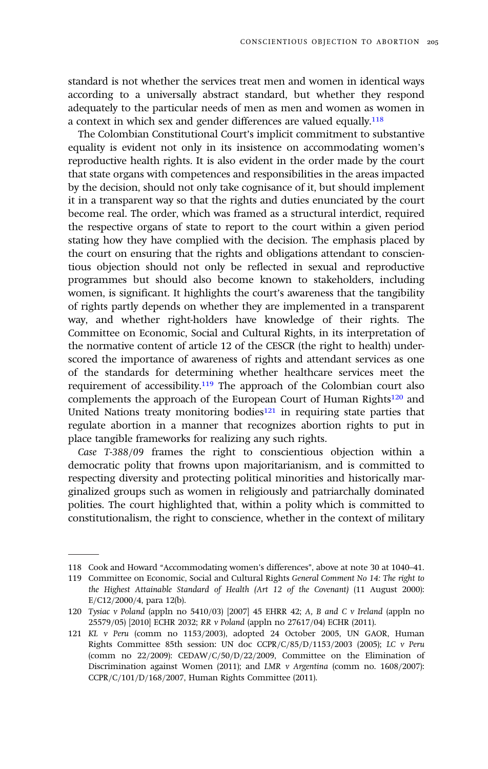standard is not whether the services treat men and women in identical ways according to a universally abstract standard, but whether they respond adequately to the particular needs of men as men and women as women in a context in which sex and gender differences are valued equally.[118]

The Colombian Constitutional Court's implicit commitment to substantive equality is evident not only in its insistence on accommodating women's reproductive health rights. It is also evident in the order made by the court that state organs with competences and responsibilities in the areas impacted by the decision, should not only take cognisance of it, but should implement it in a transparent way so that the rights and duties enunciated by the court become real. The order, which was framed as a structural interdict, required the respective organs of state to report to the court within a given period stating how they have complied with the decision. The emphasis placed by the court on ensuring that the rights and obligations attendant to conscientious objection should not only be reflected in sexual and reproductive programmes but should also become known to stakeholders, including women, is significant. It highlights the court's awareness that the tangibility of rights partly depends on whether they are implemented in a transparent way, and whether right-holders have knowledge of their rights. The Committee on Economic, Social and Cultural Rights, in its interpretation of the normative content of article 12 of the CESCR (the right to health) underscored the importance of awareness of rights and attendant services as one of the standards for determining whether healthcare services meet the requirement of accessibility.[119] The approach of the Colombian court also complements the approach of the European Court of Human Rights[120] and United Nations treaty monitoring bodies[121] in requiring state parties that regulate abortion in a manner that recognizes abortion rights to put in place tangible frameworks for realizing any such rights.

*Case T-388/09* frames the right to conscientious objection within a democratic polity that frowns upon majoritarianism, and is committed to respecting diversity and protecting political minorities and historically marginalized groups such as women in religiously and patriarchally dominated polities. The court highlighted that, within a polity which is committed to constitutionalism, the right to conscience, whether in the context of military

---

118 Cook and Howard "Accommodating women's differences", above at note 30 at 1040–41.

119 Committee on Economic, Social and Cultural Rights *General Comment No 14: The right to the Highest Attainable Standard of Health (Art 12 of the Covenant)* (11 August 2000): E/C12/2000/4, para 12(b).

120 *Tysiac v Poland* (appln no 5410/03) [2007] 45 EHRR 42; *A, B and C v Ireland* (appln no 25579/05) [2010] ECHR 2032; *RR v Poland* (appln no 27617/04) ECHR (2011).

121 *KL v Peru* (comm no 1153/2003), adopted 24 October 2005, UN GAOR, Human Rights Committee 85th session: UN doc CCPR/C/85/D/1153/2003 (2005); *LC v Peru* (comm no 22/2009): CEDAW/C/50/D/22/2009, Committee on the Elimination of Discrimination against Women (2011); and *LMR v Argentina* (comm no. 1608/2007): CCPR/C/101/D/168/2007, Human Rights Committee (2011).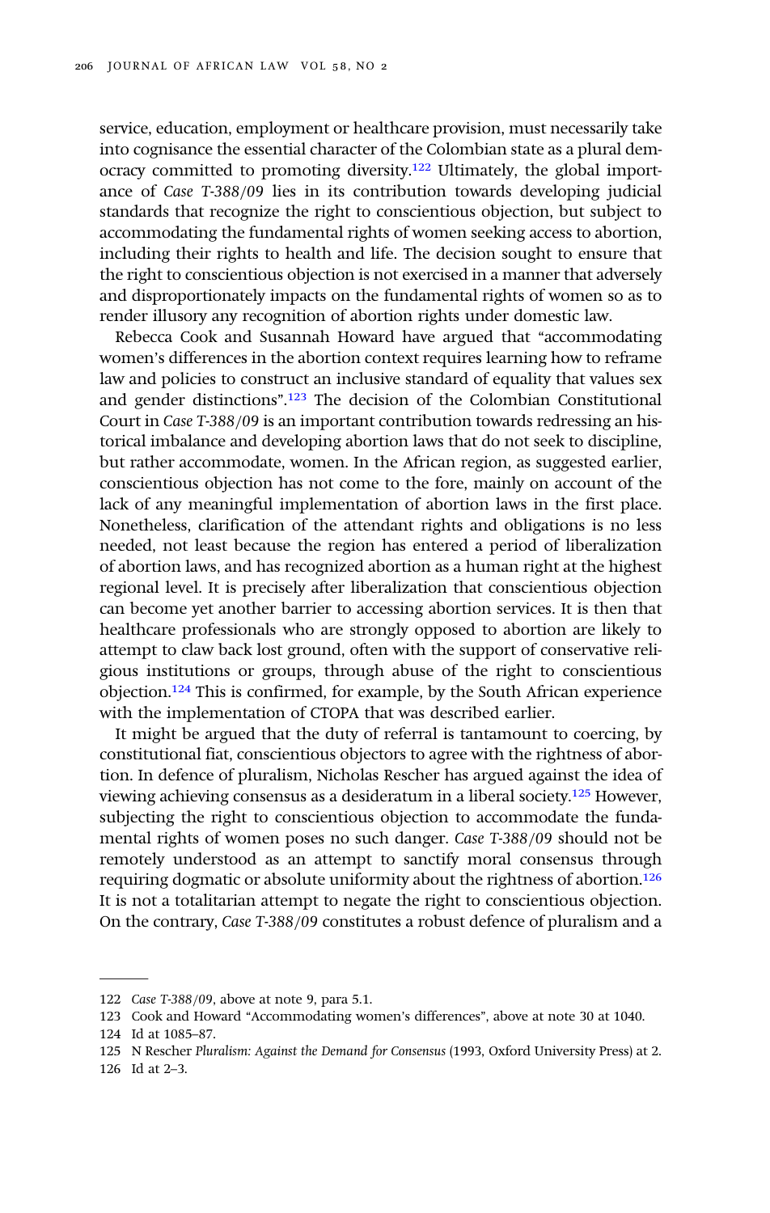service, education, employment or healthcare provision, must necessarily take into cognisance the essential character of the Colombian state as a plural democracy committed to promoting diversity.[122] Ultimately, the global importance of *Case T-388/09* lies in its contribution towards developing judicial standards that recognize the right to conscientious objection, but subject to accommodating the fundamental rights of women seeking access to abortion, including their rights to health and life. The decision sought to ensure that the right to conscientious objection is not exercised in a manner that adversely and disproportionately impacts on the fundamental rights of women so as to render illusory any recognition of abortion rights under domestic law.

Rebecca Cook and Susannah Howard have argued that "accommodating women's differences in the abortion context requires learning how to reframe law and policies to construct an inclusive standard of equality that values sex and gender distinctions".[123] The decision of the Colombian Constitutional Court in *Case T-388/09* is an important contribution towards redressing an historical imbalance and developing abortion laws that do not seek to discipline, but rather accommodate, women. In the African region, as suggested earlier, conscientious objection has not come to the fore, mainly on account of the lack of any meaningful implementation of abortion laws in the first place. Nonetheless, clarification of the attendant rights and obligations is no less needed, not least because the region has entered a period of liberalization of abortion laws, and has recognized abortion as a human right at the highest regional level. It is precisely after liberalization that conscientious objection can become yet another barrier to accessing abortion services. It is then that healthcare professionals who are strongly opposed to abortion are likely to attempt to claw back lost ground, often with the support of conservative religious institutions or groups, through abuse of the right to conscientious objection.[124] This is confirmed, for example, by the South African experience with the implementation of CTOPA that was described earlier.

It might be argued that the duty of referral is tantamount to coercing, by constitutional fiat, conscientious objectors to agree with the rightness of abortion. In defence of pluralism, Nicholas Rescher has argued against the idea of viewing achieving consensus as a desideratum in a liberal society.[125] However, subjecting the right to conscientious objection to accommodate the fundamental rights of women poses no such danger. *Case T-388/09* should not be remotely understood as an attempt to sanctify moral consensus through requiring dogmatic or absolute uniformity about the rightness of abortion.[126] It is not a totalitarian attempt to negate the right to conscientious objection. On the contrary, *Case T-388/09* constitutes a robust defence of pluralism and a

---

122 *Case T-388/09*, above at note 9, para 5.1.

123 Cook and Howard "Accommodating women's differences", above at note 30 at 1040.

124 Id at 1085–87.

125 N Rescher *Pluralism: Against the Demand for Consensus* (1993, Oxford University Press) at 2.

126 Id at 2–3.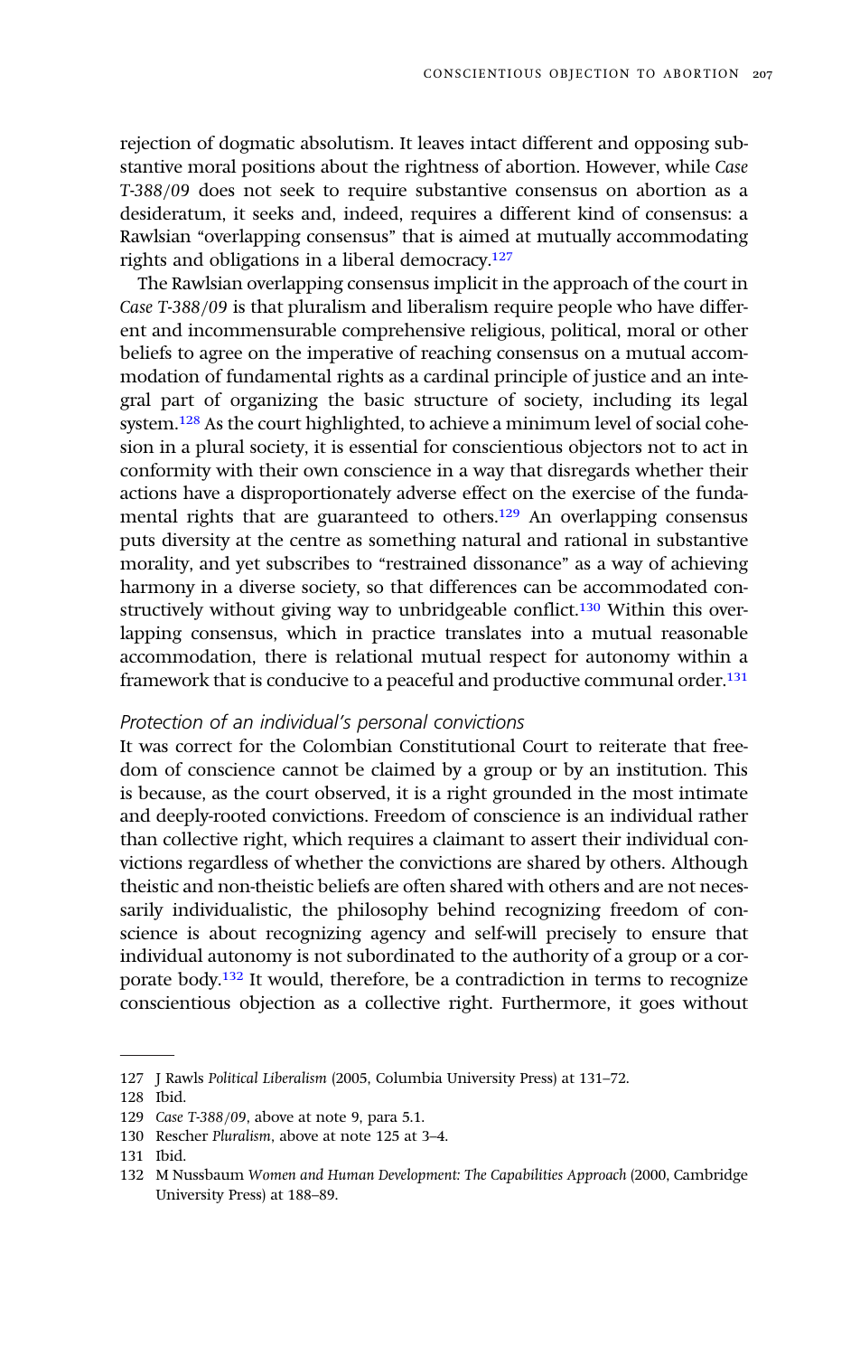rejection of dogmatic absolutism. It leaves intact different and opposing substantive moral positions about the rightness of abortion. However, while *Case T-388/09* does not seek to require substantive consensus on abortion as a desideratum, it seeks and, indeed, requires a different kind of consensus: a Rawlsian "overlapping consensus" that is aimed at mutually accommodating rights and obligations in a liberal democracy.[127]

The Rawlsian overlapping consensus implicit in the approach of the court in *Case T-388/09* is that pluralism and liberalism require people who have different and incommensurable comprehensive religious, political, moral or other beliefs to agree on the imperative of reaching consensus on a mutual accommodation of fundamental rights as a cardinal principle of justice and an integral part of organizing the basic structure of society, including its legal system.[128] As the court highlighted, to achieve a minimum level of social cohesion in a plural society, it is essential for conscientious objectors not to act in conformity with their own conscience in a way that disregards whether their actions have a disproportionately adverse effect on the exercise of the fundamental rights that are guaranteed to others.[129] An overlapping consensus puts diversity at the centre as something natural and rational in substantive morality, and yet subscribes to "restrained dissonance" as a way of achieving harmony in a diverse society, so that differences can be accommodated constructively without giving way to unbridgeable conflict.[130] Within this overlapping consensus, which in practice translates into a mutual reasonable accommodation, there is relational mutual respect for autonomy within a framework that is conducive to a peaceful and productive communal order.[131]

### *Protection of an individual's personal convictions*

It was correct for the Colombian Constitutional Court to reiterate that freedom of conscience cannot be claimed by a group or by an institution. This is because, as the court observed, it is a right grounded in the most intimate and deeply-rooted convictions. Freedom of conscience is an individual rather than collective right, which requires a claimant to assert their individual convictions regardless of whether the convictions are shared by others. Although theistic and non-theistic beliefs are often shared with others and are not necessarily individualistic, the philosophy behind recognizing freedom of conscience is about recognizing agency and self-will precisely to ensure that individual autonomy is not subordinated to the authority of a group or a corporate body.[132] It would, therefore, be a contradiction in terms to recognize conscientious objection as a collective right. Furthermore, it goes without

---

127 J Rawls *Political Liberalism* (2005, Columbia University Press) at 131–72.

128 Ibid.

129 *Case T-388/09*, above at note 9, para 5.1.

130 Rescher *Pluralism*, above at note 125 at 3–4.

131 Ibid.

132 M Nussbaum *Women and Human Development: The Capabilities Approach* (2000, Cambridge University Press) at 188–89.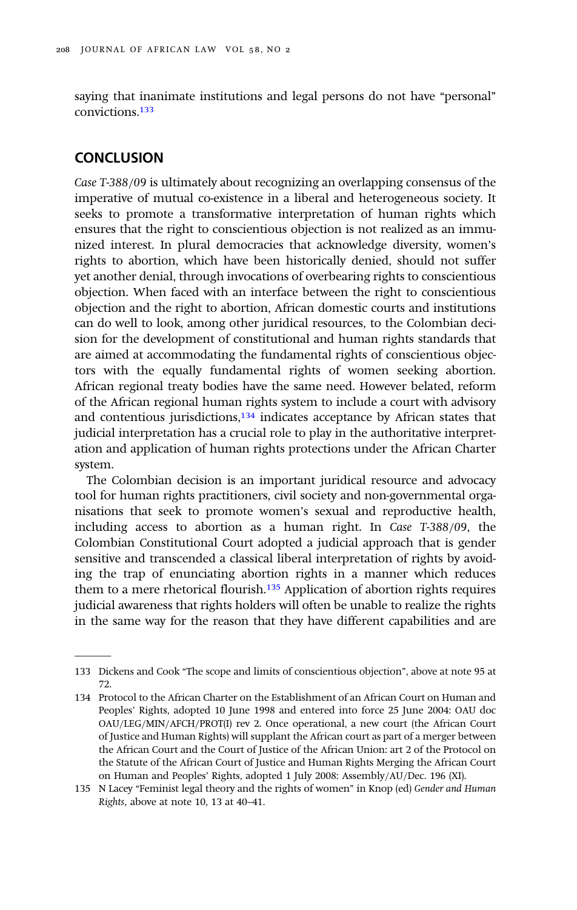saying that inanimate institutions and legal persons do not have "personal" convictions.[133]

## CONCLUSION

*Case T-388/09* is ultimately about recognizing an overlapping consensus of the imperative of mutual co-existence in a liberal and heterogeneous society. It seeks to promote a transformative interpretation of human rights which ensures that the right to conscientious objection is not realized as an immunized interest. In plural democracies that acknowledge diversity, women's rights to abortion, which have been historically denied, should not suffer yet another denial, through invocations of overbearing rights to conscientious objection. When faced with an interface between the right to conscientious objection and the right to abortion, African domestic courts and institutions can do well to look, among other juridical resources, to the Colombian decision for the development of constitutional and human rights standards that are aimed at accommodating the fundamental rights of conscientious objectors with the equally fundamental rights of women seeking abortion. African regional treaty bodies have the same need. However belated, reform of the African regional human rights system to include a court with advisory and contentious jurisdictions,[134] indicates acceptance by African states that judicial interpretation has a crucial role to play in the authoritative interpretation and application of human rights protections under the African Charter system.

The Colombian decision is an important juridical resource and advocacy tool for human rights practitioners, civil society and non-governmental organisations that seek to promote women's sexual and reproductive health, including access to abortion as a human right. In *Case T-388/09*, the Colombian Constitutional Court adopted a judicial approach that is gender sensitive and transcended a classical liberal interpretation of rights by avoiding the trap of enunciating abortion rights in a manner which reduces them to a mere rhetorical flourish.[135] Application of abortion rights requires judicial awareness that rights holders will often be unable to realize the rights in the same way for the reason that they have different capabilities and are

---

133 Dickens and Cook "The scope and limits of conscientious objection", above at note 95 at 72.

134 Protocol to the African Charter on the Establishment of an African Court on Human and Peoples' Rights, adopted 10 June 1998 and entered into force 25 June 2004: OAU doc OAU/LEG/MIN/AFCH/PROT(I) rev 2. Once operational, a new court (the African Court of Justice and Human Rights) will supplant the African court as part of a merger between the African Court and the Court of Justice of the African Union: art 2 of the Protocol on the Statute of the African Court of Justice and Human Rights Merging the African Court on Human and Peoples' Rights, adopted 1 July 2008: Assembly/AU/Dec. 196 (XI).

135 N Lacey "Feminist legal theory and the rights of women" in Knop (ed) *Gender and Human Rights*, above at note 10, 13 at 40–41.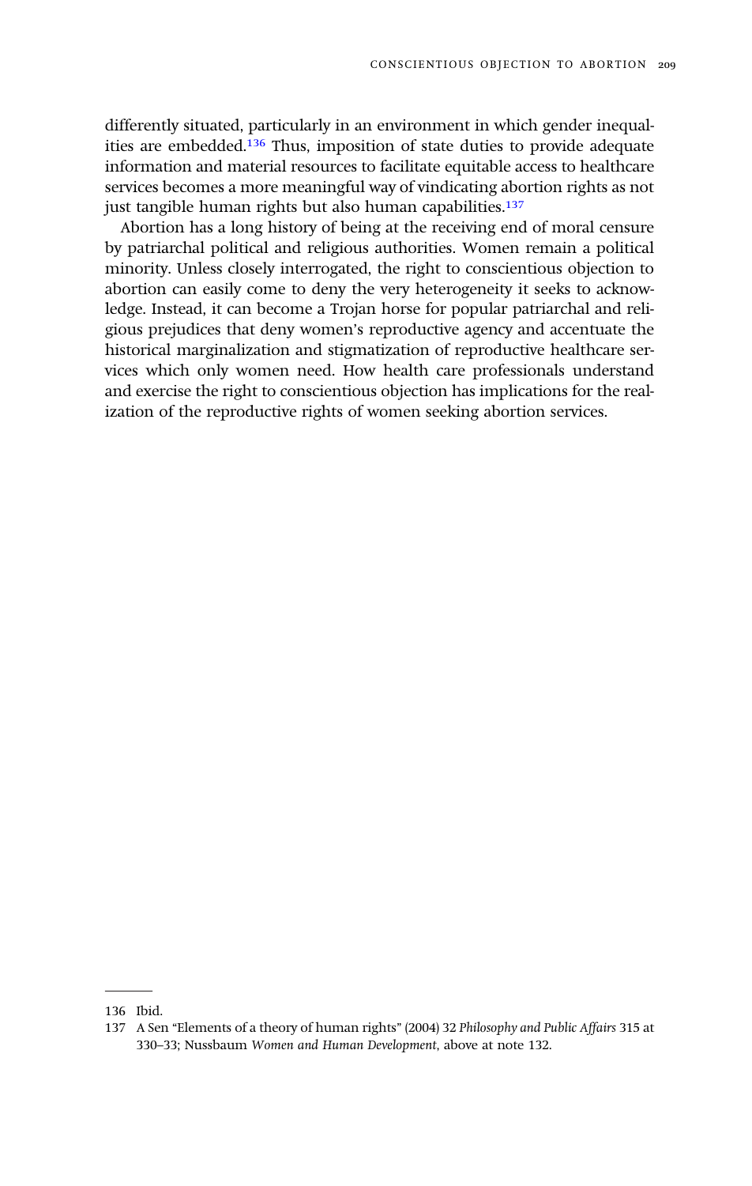differently situated, particularly in an environment in which gender inequalities are embedded.[136] Thus, imposition of state duties to provide adequate information and material resources to facilitate equitable access to healthcare services becomes a more meaningful way of vindicating abortion rights as not just tangible human rights but also human capabilities.[137]

Abortion has a long history of being at the receiving end of moral censure by patriarchal political and religious authorities. Women remain a political minority. Unless closely interrogated, the right to conscientious objection to abortion can easily come to deny the very heterogeneity it seeks to acknowledge. Instead, it can become a Trojan horse for popular patriarchal and religious prejudices that deny women's reproductive agency and accentuate the historical marginalization and stigmatization of reproductive healthcare services which only women need. How health care professionals understand and exercise the right to conscientious objection has implications for the realization of the reproductive rights of women seeking abortion services.

---

136 Ibid.

137 A Sen "Elements of a theory of human rights" (2004) 32 *Philosophy and Public Affairs* 315 at 330–33; Nussbaum *Women and Human Development*, above at note 132.